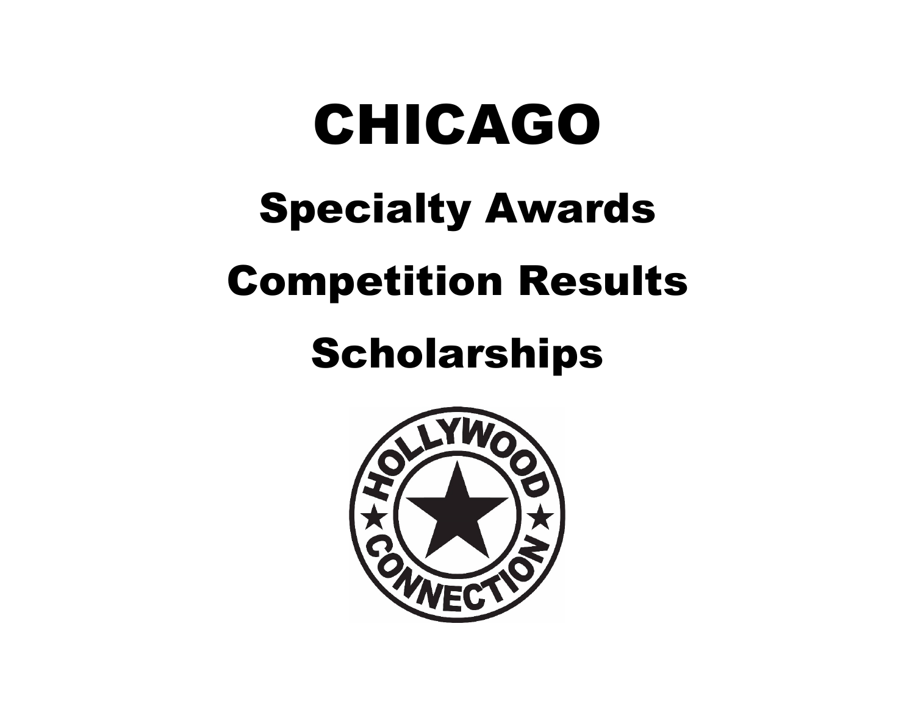# CHICAGO

## Specialty Awards

## Competition Results

## Scholarships

HOLLYWOOD CONNECTION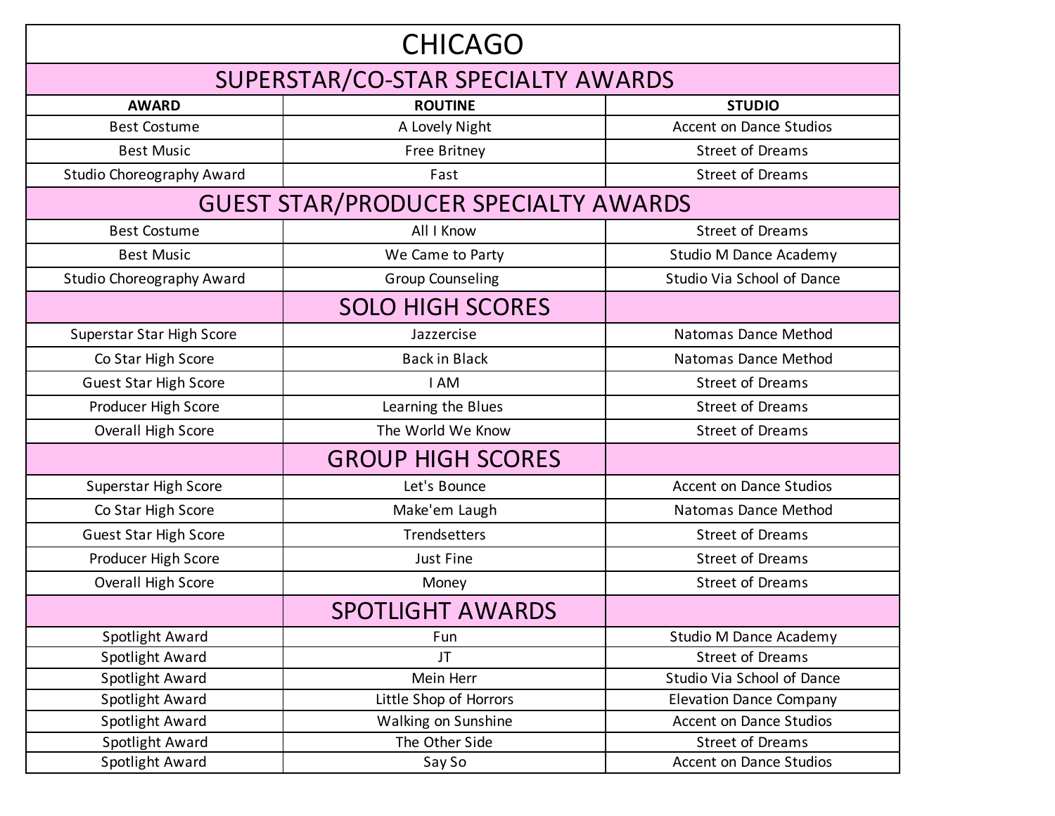# CHICAGO

## SUPERSTAR/CO-STAR SPECIALTY AWARDS

| AWARD | ROUTINE | STUDIO |
|---|---|---|
| Best Costume | A Lovely Night | Accent on Dance Studios |
| Best Music | Free Britney | Street of Dreams |
| Studio Choreography Award | Fast | Street of Dreams |

## GUEST STAR/PRODUCER SPECIALTY AWARDS

| AWARD | ROUTINE | STUDIO |
|---|---|---|
| Best Costume | All I Know | Street of Dreams |
| Best Music | We Came to Party | Studio M Dance Academy |
| Studio Choreography Award | Group Counseling | Studio Via School of Dance |

## SOLO HIGH SCORES

| AWARD | ROUTINE | STUDIO |
|---|---|---|
| Superstar Star High Score | Jazzercise | Natomas Dance Method |
| Co Star High Score | Back in Black | Natomas Dance Method |
| Guest Star High Score | I AM | Street of Dreams |
| Producer High Score | Learning the Blues | Street of Dreams |
| Overall High Score | The World We Know | Street of Dreams |

## GROUP HIGH SCORES

| AWARD | ROUTINE | STUDIO |
|---|---|---|
| Superstar High Score | Let's Bounce | Accent on Dance Studios |
| Co Star High Score | Make'em Laugh | Natomas Dance Method |
| Guest Star High Score | Trendsetters | Street of Dreams |
| Producer High Score | Just Fine | Street of Dreams |
| Overall High Score | Money | Street of Dreams |

## SPOTLIGHT AWARDS

| AWARD | ROUTINE | STUDIO |
|---|---|---|
| Spotlight Award | Fun | Studio M Dance Academy |
| Spotlight Award | JT | Street of Dreams |
| Spotlight Award | Mein Herr | Studio Via School of Dance |
| Spotlight Award | Little Shop of Horrors | Elevation Dance Company |
| Spotlight Award | Walking on Sunshine | Accent on Dance Studios |
| Spotlight Award | The Other Side | Street of Dreams |
| Spotlight Award | Say So | Accent on Dance Studios |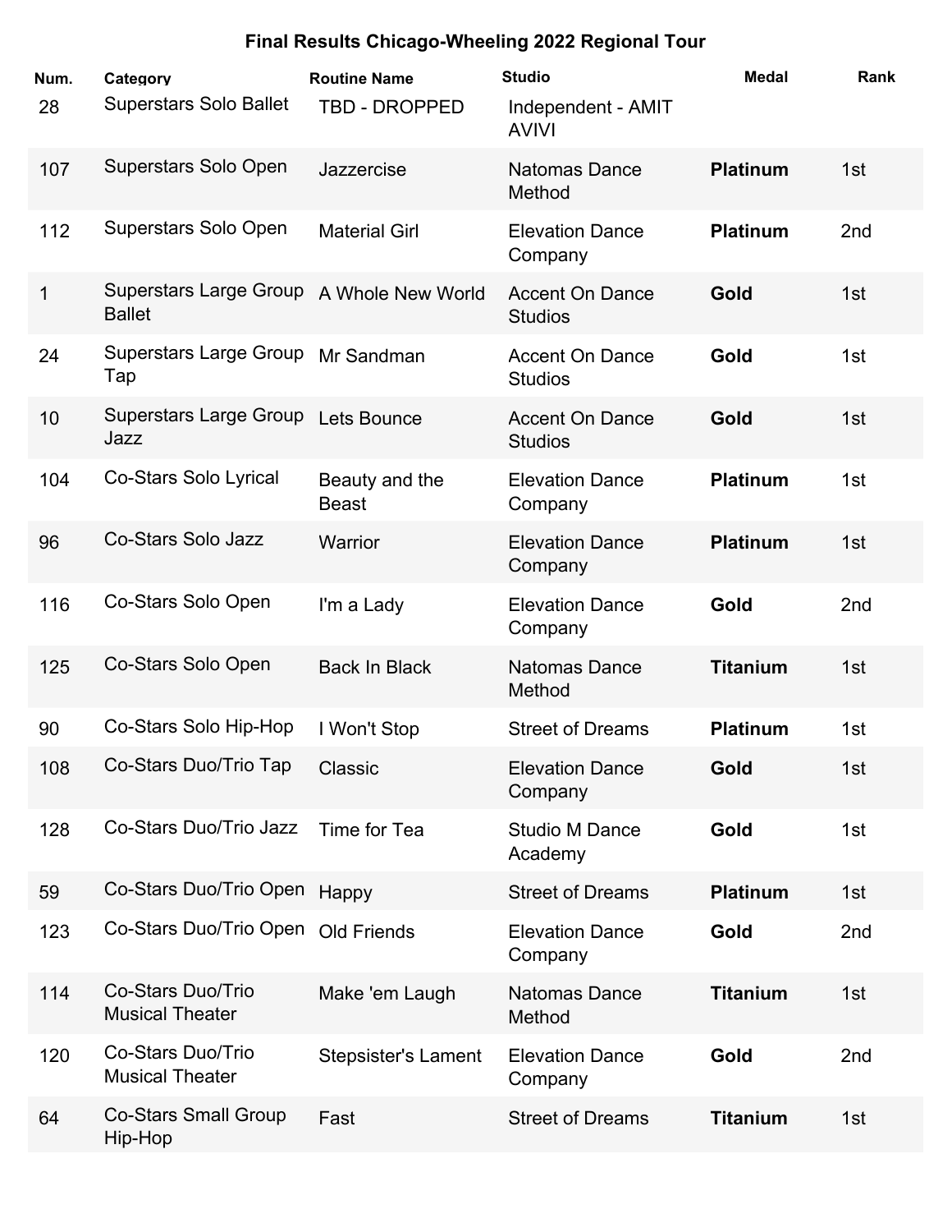## Final Results Chicago-Wheeling 2022 Regional Tour

| Num. | Category | Routine Name | Studio | Medal | Rank |
|---|---|---|---|---|---|
| 28 | Superstars Solo Ballet | TBD - DROPPED | Independent - AMIT AVIVI | | |
| 107 | Superstars Solo Open | Jazzercise | Natomas Dance Method | **Platinum** | 1st |
| 112 | Superstars Solo Open | Material Girl | Elevation Dance Company | **Platinum** | 2nd |
| 1 | Superstars Large Group Ballet | A Whole New World | Accent On Dance Studios | **Gold** | 1st |
| 24 | Superstars Large Group Tap | Mr Sandman | Accent On Dance Studios | **Gold** | 1st |
| 10 | Superstars Large Group Jazz | Lets Bounce | Accent On Dance Studios | **Gold** | 1st |
| 104 | Co-Stars Solo Lyrical | Beauty and the Beast | Elevation Dance Company | **Platinum** | 1st |
| 96 | Co-Stars Solo Jazz | Warrior | Elevation Dance Company | **Platinum** | 1st |
| 116 | Co-Stars Solo Open | I'm a Lady | Elevation Dance Company | **Gold** | 2nd |
| 125 | Co-Stars Solo Open | Back In Black | Natomas Dance Method | **Titanium** | 1st |
| 90 | Co-Stars Solo Hip-Hop | I Won't Stop | Street of Dreams | **Platinum** | 1st |
| 108 | Co-Stars Duo/Trio Tap | Classic | Elevation Dance Company | **Gold** | 1st |
| 128 | Co-Stars Duo/Trio Jazz | Time for Tea | Studio M Dance Academy | **Gold** | 1st |
| 59 | Co-Stars Duo/Trio Open | Happy | Street of Dreams | **Platinum** | 1st |
| 123 | Co-Stars Duo/Trio Open | Old Friends | Elevation Dance Company | **Gold** | 2nd |
| 114 | Co-Stars Duo/Trio Musical Theater | Make 'em Laugh | Natomas Dance Method | **Titanium** | 1st |
| 120 | Co-Stars Duo/Trio Musical Theater | Stepsister's Lament | Elevation Dance Company | **Gold** | 2nd |
| 64 | Co-Stars Small Group Hip-Hop | Fast | Street of Dreams | **Titanium** | 1st |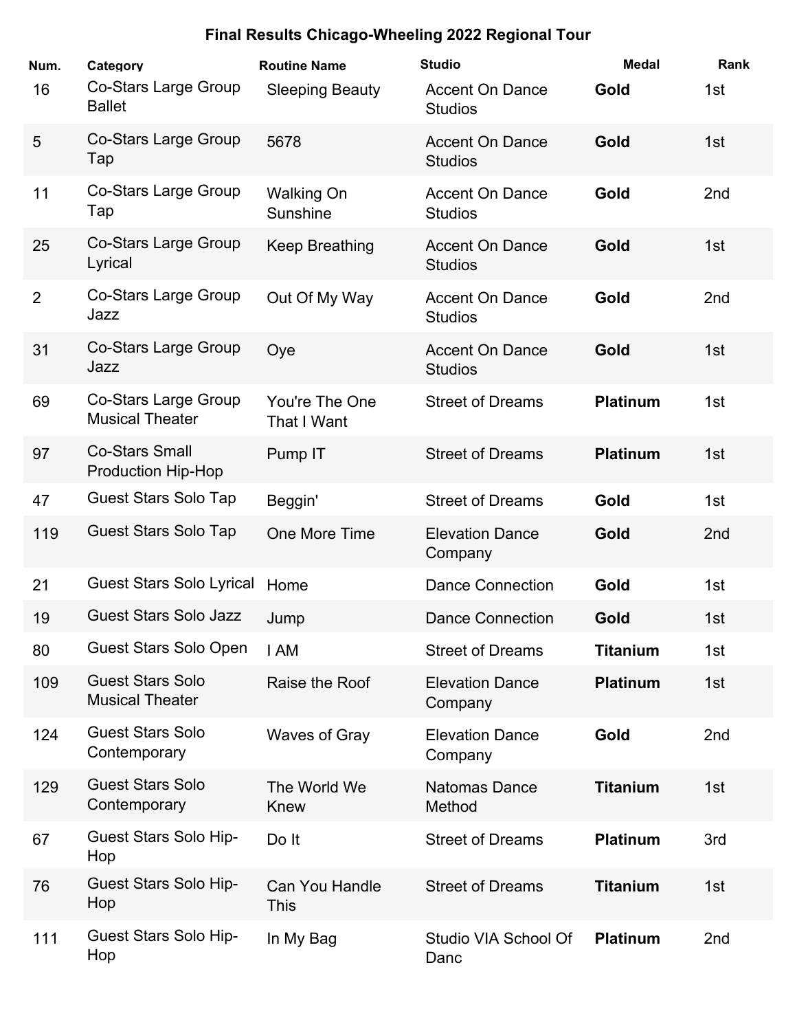**Final Results Chicago-Wheeling 2022 Regional Tour**

| Num. | Category | Routine Name | Studio | Medal | Rank |
|---|---|---|---|---|---|
| 16 | Co-Stars Large Group Ballet | Sleeping Beauty | Accent On Dance Studios | **Gold** | 1st |
| 5 | Co-Stars Large Group Tap | 5678 | Accent On Dance Studios | **Gold** | 1st |
| 11 | Co-Stars Large Group Tap | Walking On Sunshine | Accent On Dance Studios | **Gold** | 2nd |
| 25 | Co-Stars Large Group Lyrical | Keep Breathing | Accent On Dance Studios | **Gold** | 1st |
| 2 | Co-Stars Large Group Jazz | Out Of My Way | Accent On Dance Studios | **Gold** | 2nd |
| 31 | Co-Stars Large Group Jazz | Oye | Accent On Dance Studios | **Gold** | 1st |
| 69 | Co-Stars Large Group Musical Theater | You're The One That I Want | Street of Dreams | **Platinum** | 1st |
| 97 | Co-Stars Small Production Hip-Hop | Pump IT | Street of Dreams | **Platinum** | 1st |
| 47 | Guest Stars Solo Tap | Beggin' | Street of Dreams | **Gold** | 1st |
| 119 | Guest Stars Solo Tap | One More Time | Elevation Dance Company | **Gold** | 2nd |
| 21 | Guest Stars Solo Lyrical | Home | Dance Connection | **Gold** | 1st |
| 19 | Guest Stars Solo Jazz | Jump | Dance Connection | **Gold** | 1st |
| 80 | Guest Stars Solo Open | I AM | Street of Dreams | **Titanium** | 1st |
| 109 | Guest Stars Solo Musical Theater | Raise the Roof | Elevation Dance Company | **Platinum** | 1st |
| 124 | Guest Stars Solo Contemporary | Waves of Gray | Elevation Dance Company | **Gold** | 2nd |
| 129 | Guest Stars Solo Contemporary | The World We Knew | Natomas Dance Method | **Titanium** | 1st |
| 67 | Guest Stars Solo Hip-Hop | Do It | Street of Dreams | **Platinum** | 3rd |
| 76 | Guest Stars Solo Hip-Hop | Can You Handle This | Street of Dreams | **Titanium** | 1st |
| 111 | Guest Stars Solo Hip-Hop | In My Bag | Studio VIA School Of Danc | **Platinum** | 2nd |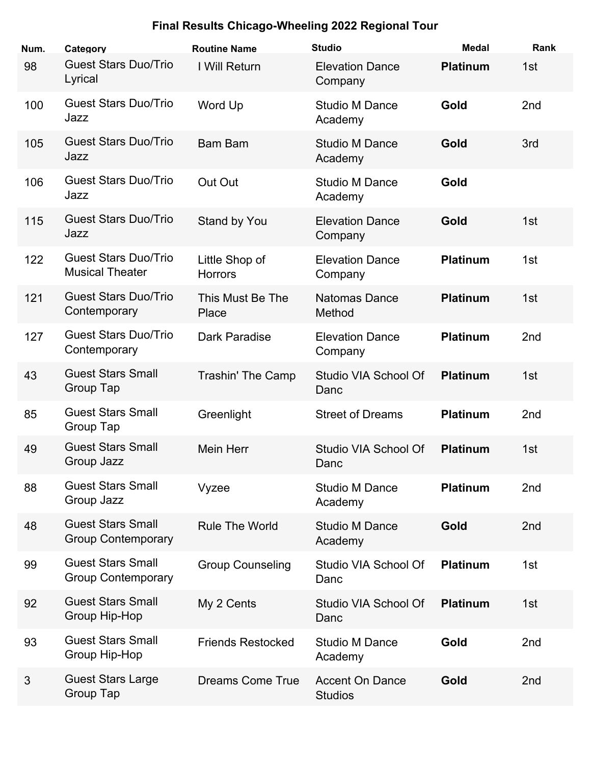# Final Results Chicago-Wheeling 2022 Regional Tour

| Num. | Category | Routine Name | Studio | Medal | Rank |
|---|---|---|---|---|---|
| 98 | Guest Stars Duo/Trio Lyrical | I Will Return | Elevation Dance Company | **Platinum** | 1st |
| 100 | Guest Stars Duo/Trio Jazz | Word Up | Studio M Dance Academy | **Gold** | 2nd |
| 105 | Guest Stars Duo/Trio Jazz | Bam Bam | Studio M Dance Academy | **Gold** | 3rd |
| 106 | Guest Stars Duo/Trio Jazz | Out Out | Studio M Dance Academy | **Gold** | |
| 115 | Guest Stars Duo/Trio Jazz | Stand by You | Elevation Dance Company | **Gold** | 1st |
| 122 | Guest Stars Duo/Trio Musical Theater | Little Shop of Horrors | Elevation Dance Company | **Platinum** | 1st |
| 121 | Guest Stars Duo/Trio Contemporary | This Must Be The Place | Natomas Dance Method | **Platinum** | 1st |
| 127 | Guest Stars Duo/Trio Contemporary | Dark Paradise | Elevation Dance Company | **Platinum** | 2nd |
| 43 | Guest Stars Small Group Tap | Trashin' The Camp | Studio VIA School Of Danc | **Platinum** | 1st |
| 85 | Guest Stars Small Group Tap | Greenlight | Street of Dreams | **Platinum** | 2nd |
| 49 | Guest Stars Small Group Jazz | Mein Herr | Studio VIA School Of Danc | **Platinum** | 1st |
| 88 | Guest Stars Small Group Jazz | Vyzee | Studio M Dance Academy | **Platinum** | 2nd |
| 48 | Guest Stars Small Group Contemporary | Rule The World | Studio M Dance Academy | **Gold** | 2nd |
| 99 | Guest Stars Small Group Contemporary | Group Counseling | Studio VIA School Of Danc | **Platinum** | 1st |
| 92 | Guest Stars Small Group Hip-Hop | My 2 Cents | Studio VIA School Of Danc | **Platinum** | 1st |
| 93 | Guest Stars Small Group Hip-Hop | Friends Restocked | Studio M Dance Academy | **Gold** | 2nd |
| 3 | Guest Stars Large Group Tap | Dreams Come True | Accent On Dance Studios | **Gold** | 2nd |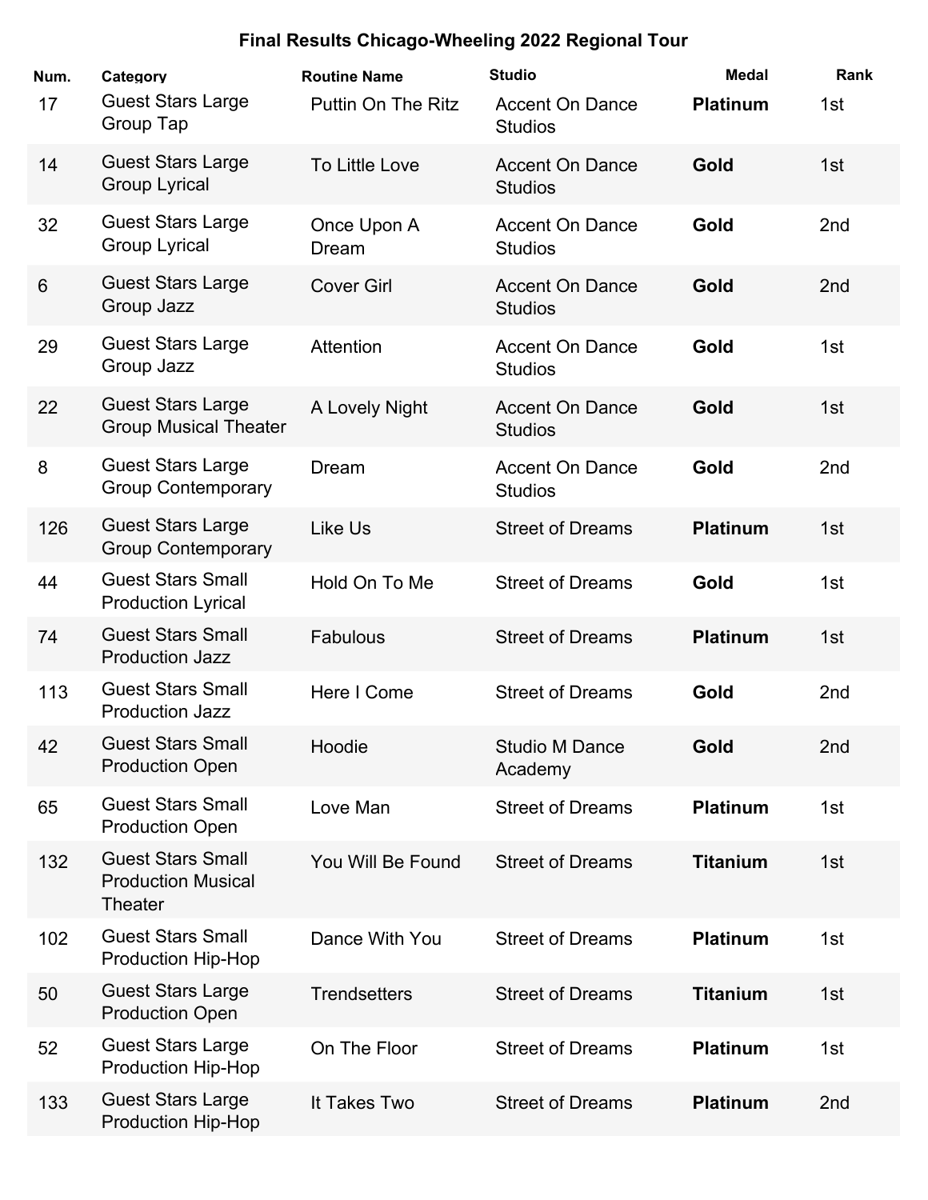# Final Results Chicago-Wheeling 2022 Regional Tour

| Num. | Category | Routine Name | Studio | Medal | Rank |
|---|---|---|---|---|---|
| 17 | Guest Stars Large Group Tap | Puttin On The Ritz | Accent On Dance Studios | **Platinum** | 1st |
| 14 | Guest Stars Large Group Lyrical | To Little Love | Accent On Dance Studios | **Gold** | 1st |
| 32 | Guest Stars Large Group Lyrical | Once Upon A Dream | Accent On Dance Studios | **Gold** | 2nd |
| 6 | Guest Stars Large Group Jazz | Cover Girl | Accent On Dance Studios | **Gold** | 2nd |
| 29 | Guest Stars Large Group Jazz | Attention | Accent On Dance Studios | **Gold** | 1st |
| 22 | Guest Stars Large Group Musical Theater | A Lovely Night | Accent On Dance Studios | **Gold** | 1st |
| 8 | Guest Stars Large Group Contemporary | Dream | Accent On Dance Studios | **Gold** | 2nd |
| 126 | Guest Stars Large Group Contemporary | Like Us | Street of Dreams | **Platinum** | 1st |
| 44 | Guest Stars Small Production Lyrical | Hold On To Me | Street of Dreams | **Gold** | 1st |
| 74 | Guest Stars Small Production Jazz | Fabulous | Street of Dreams | **Platinum** | 1st |
| 113 | Guest Stars Small Production Jazz | Here I Come | Street of Dreams | **Gold** | 2nd |
| 42 | Guest Stars Small Production Open | Hoodie | Studio M Dance Academy | **Gold** | 2nd |
| 65 | Guest Stars Small Production Open | Love Man | Street of Dreams | **Platinum** | 1st |
| 132 | Guest Stars Small Production Musical Theater | You Will Be Found | Street of Dreams | **Titanium** | 1st |
| 102 | Guest Stars Small Production Hip-Hop | Dance With You | Street of Dreams | **Platinum** | 1st |
| 50 | Guest Stars Large Production Open | Trendsetters | Street of Dreams | **Titanium** | 1st |
| 52 | Guest Stars Large Production Hip-Hop | On The Floor | Street of Dreams | **Platinum** | 1st |
| 133 | Guest Stars Large Production Hip-Hop | It Takes Two | Street of Dreams | **Platinum** | 2nd |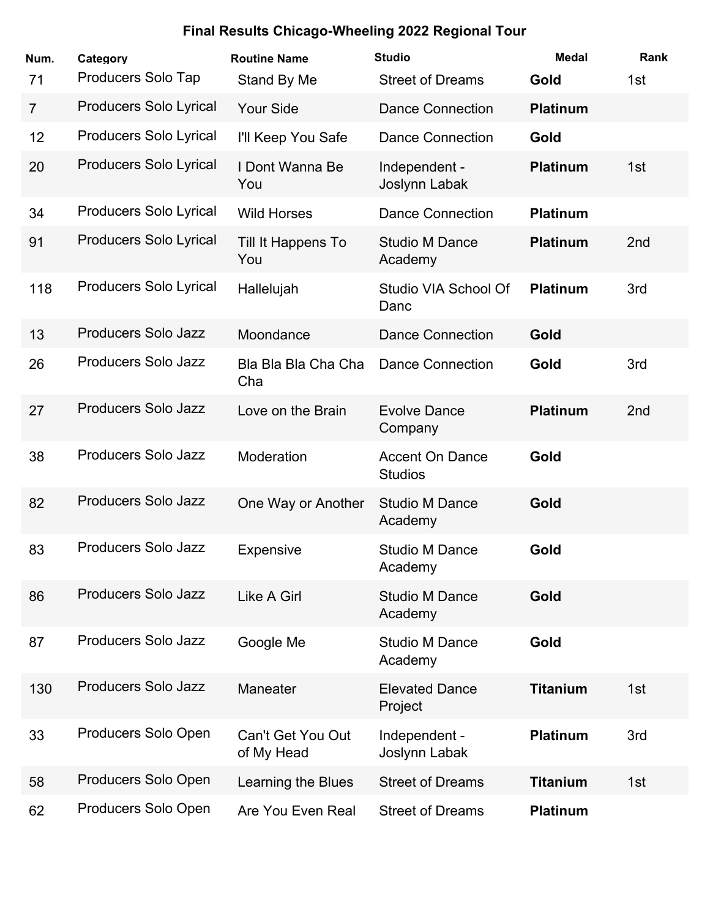## Final Results Chicago-Wheeling 2022 Regional Tour

| Num. | Category | Routine Name | Studio | Medal | Rank |
|---|---|---|---|---|---|
| 71 | Producers Solo Tap | Stand By Me | Street of Dreams | **Gold** | 1st |
| 7 | Producers Solo Lyrical | Your Side | Dance Connection | **Platinum** | |
| 12 | Producers Solo Lyrical | I'll Keep You Safe | Dance Connection | **Gold** | |
| 20 | Producers Solo Lyrical | I Dont Wanna Be You | Independent - Joslynn Labak | **Platinum** | 1st |
| 34 | Producers Solo Lyrical | Wild Horses | Dance Connection | **Platinum** | |
| 91 | Producers Solo Lyrical | Till It Happens To You | Studio M Dance Academy | **Platinum** | 2nd |
| 118 | Producers Solo Lyrical | Hallelujah | Studio VIA School Of Danc | **Platinum** | 3rd |
| 13 | Producers Solo Jazz | Moondance | Dance Connection | **Gold** | |
| 26 | Producers Solo Jazz | Bla Bla Bla Cha Cha Cha | Dance Connection | **Gold** | 3rd |
| 27 | Producers Solo Jazz | Love on the Brain | Evolve Dance Company | **Platinum** | 2nd |
| 38 | Producers Solo Jazz | Moderation | Accent On Dance Studios | **Gold** | |
| 82 | Producers Solo Jazz | One Way or Another | Studio M Dance Academy | **Gold** | |
| 83 | Producers Solo Jazz | Expensive | Studio M Dance Academy | **Gold** | |
| 86 | Producers Solo Jazz | Like A Girl | Studio M Dance Academy | **Gold** | |
| 87 | Producers Solo Jazz | Google Me | Studio M Dance Academy | **Gold** | |
| 130 | Producers Solo Jazz | Maneater | Elevated Dance Project | **Titanium** | 1st |
| 33 | Producers Solo Open | Can't Get You Out of My Head | Independent - Joslynn Labak | **Platinum** | 3rd |
| 58 | Producers Solo Open | Learning the Blues | Street of Dreams | **Titanium** | 1st |
| 62 | Producers Solo Open | Are You Even Real | Street of Dreams | **Platinum** | |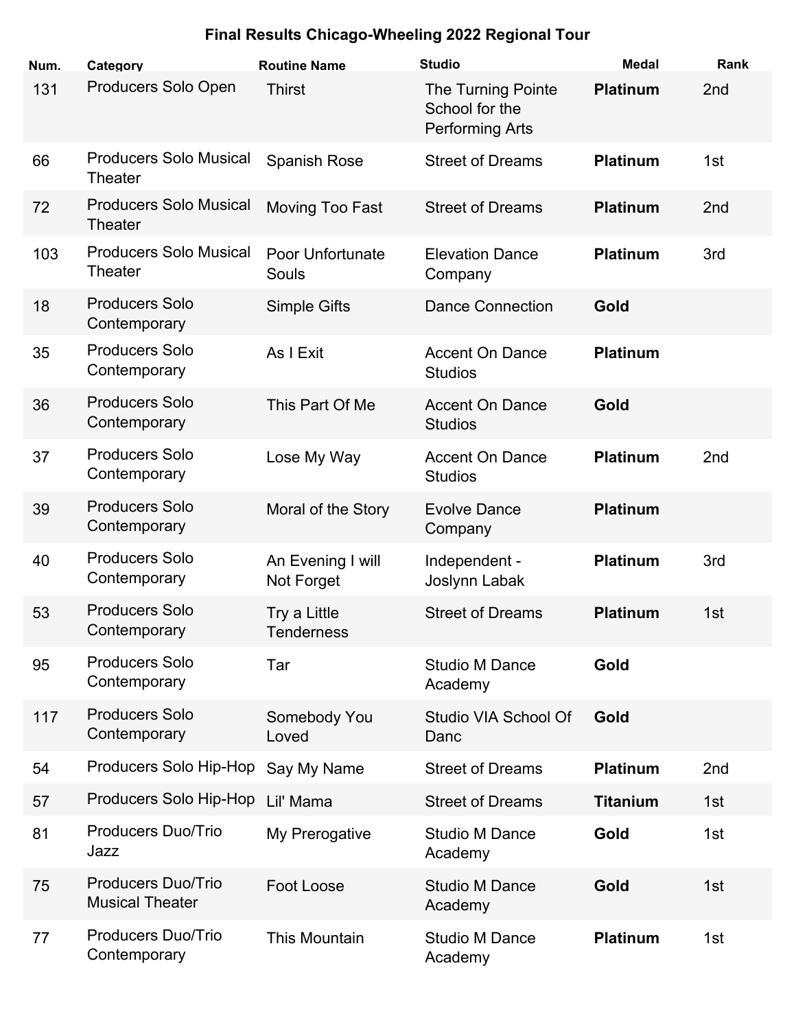# Final Results Chicago-Wheeling 2022 Regional Tour

| Num. | Category | Routine Name | Studio | Medal | Rank |
|---|---|---|---|---|---|
| 131 | Producers Solo Open | Thirst | The Turning Pointe School for the Performing Arts | **Platinum** | 2nd |
| 66 | Producers Solo Musical Theater | Spanish Rose | Street of Dreams | **Platinum** | 1st |
| 72 | Producers Solo Musical Theater | Moving Too Fast | Street of Dreams | **Platinum** | 2nd |
| 103 | Producers Solo Musical Theater | Poor Unfortunate Souls | Elevation Dance Company | **Platinum** | 3rd |
| 18 | Producers Solo Contemporary | Simple Gifts | Dance Connection | **Gold** | |
| 35 | Producers Solo Contemporary | As I Exit | Accent On Dance Studios | **Platinum** | |
| 36 | Producers Solo Contemporary | This Part Of Me | Accent On Dance Studios | **Gold** | |
| 37 | Producers Solo Contemporary | Lose My Way | Accent On Dance Studios | **Platinum** | 2nd |
| 39 | Producers Solo Contemporary | Moral of the Story | Evolve Dance Company | **Platinum** | |
| 40 | Producers Solo Contemporary | An Evening I will Not Forget | Independent - Joslynn Labak | **Platinum** | 3rd |
| 53 | Producers Solo Contemporary | Try a Little Tenderness | Street of Dreams | **Platinum** | 1st |
| 95 | Producers Solo Contemporary | Tar | Studio M Dance Academy | **Gold** | |
| 117 | Producers Solo Contemporary | Somebody You Loved | Studio VIA School Of Danc | **Gold** | |
| 54 | Producers Solo Hip-Hop | Say My Name | Street of Dreams | **Platinum** | 2nd |
| 57 | Producers Solo Hip-Hop | Lil' Mama | Street of Dreams | **Titanium** | 1st |
| 81 | Producers Duo/Trio Jazz | My Prerogative | Studio M Dance Academy | **Gold** | 1st |
| 75 | Producers Duo/Trio Musical Theater | Foot Loose | Studio M Dance Academy | **Gold** | 1st |
| 77 | Producers Duo/Trio Contemporary | This Mountain | Studio M Dance Academy | **Platinum** | 1st |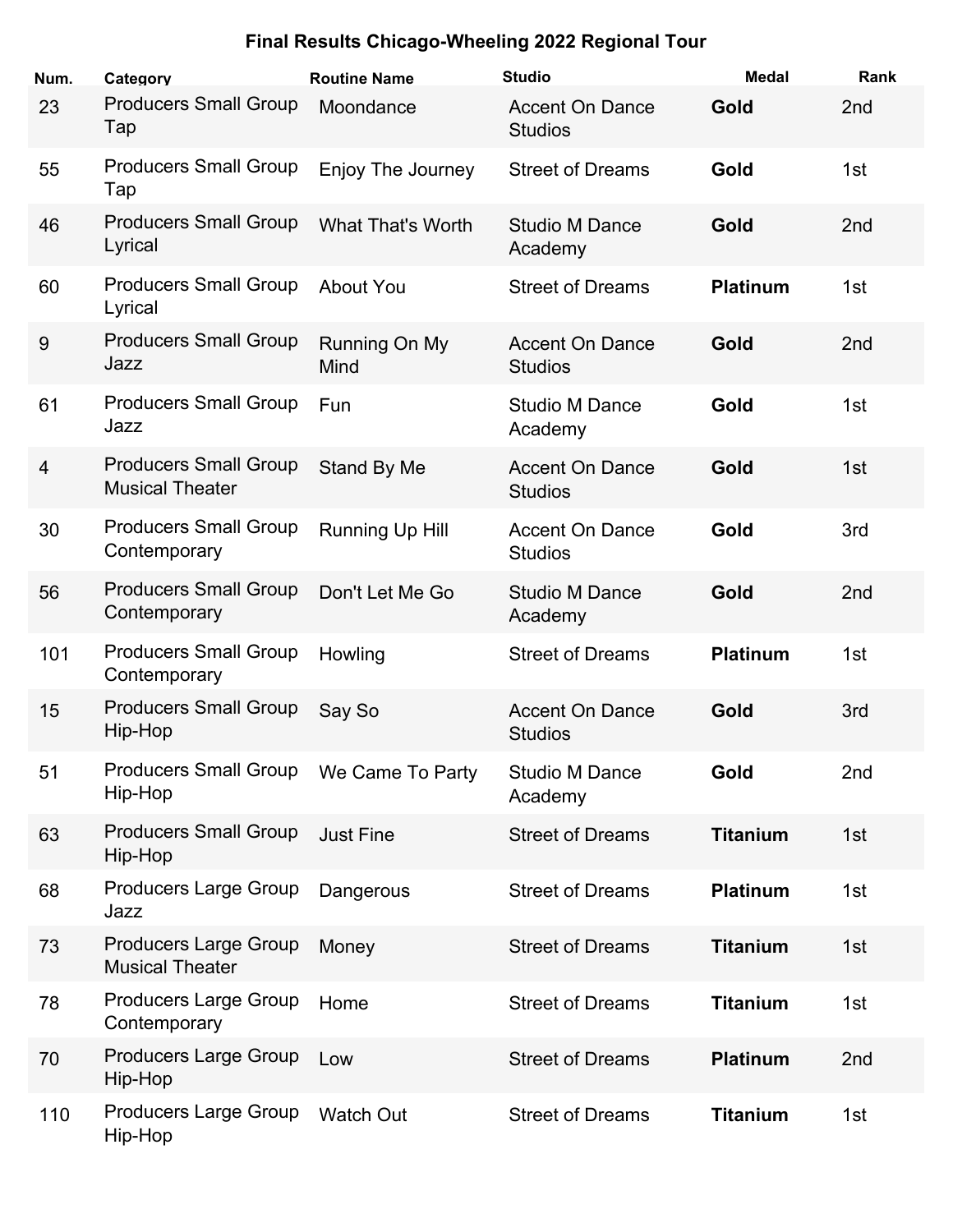## Final Results Chicago-Wheeling 2022 Regional Tour

| Num. | Category | Routine Name | Studio | Medal | Rank |
|---|---|---|---|---|---|
| 23 | Producers Small Group Tap | Moondance | Accent On Dance Studios | **Gold** | 2nd |
| 55 | Producers Small Group Tap | Enjoy The Journey | Street of Dreams | **Gold** | 1st |
| 46 | Producers Small Group Lyrical | What That's Worth | Studio M Dance Academy | **Gold** | 2nd |
| 60 | Producers Small Group Lyrical | About You | Street of Dreams | **Platinum** | 1st |
| 9 | Producers Small Group Jazz | Running On My Mind | Accent On Dance Studios | **Gold** | 2nd |
| 61 | Producers Small Group Jazz | Fun | Studio M Dance Academy | **Gold** | 1st |
| 4 | Producers Small Group Musical Theater | Stand By Me | Accent On Dance Studios | **Gold** | 1st |
| 30 | Producers Small Group Contemporary | Running Up Hill | Accent On Dance Studios | **Gold** | 3rd |
| 56 | Producers Small Group Contemporary | Don't Let Me Go | Studio M Dance Academy | **Gold** | 2nd |
| 101 | Producers Small Group Contemporary | Howling | Street of Dreams | **Platinum** | 1st |
| 15 | Producers Small Group Hip-Hop | Say So | Accent On Dance Studios | **Gold** | 3rd |
| 51 | Producers Small Group Hip-Hop | We Came To Party | Studio M Dance Academy | **Gold** | 2nd |
| 63 | Producers Small Group Hip-Hop | Just Fine | Street of Dreams | **Titanium** | 1st |
| 68 | Producers Large Group Jazz | Dangerous | Street of Dreams | **Platinum** | 1st |
| 73 | Producers Large Group Musical Theater | Money | Street of Dreams | **Titanium** | 1st |
| 78 | Producers Large Group Contemporary | Home | Street of Dreams | **Titanium** | 1st |
| 70 | Producers Large Group Hip-Hop | Low | Street of Dreams | **Platinum** | 2nd |
| 110 | Producers Large Group Hip-Hop | Watch Out | Street of Dreams | **Titanium** | 1st |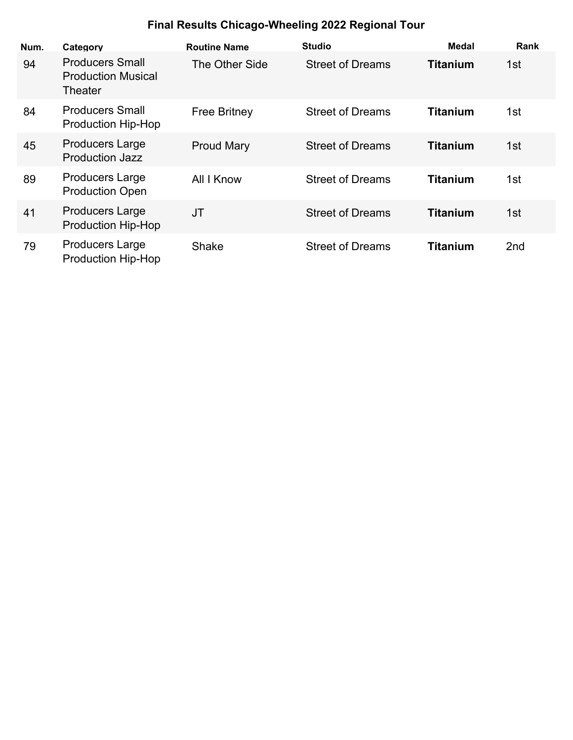**Final Results Chicago-Wheeling 2022 Regional Tour**

| Num. | Category | Routine Name | Studio | Medal | Rank |
|---|---|---|---|---|---|
| 94 | Producers Small Production Musical Theater | The Other Side | Street of Dreams | **Titanium** | 1st |
| 84 | Producers Small Production Hip-Hop | Free Britney | Street of Dreams | **Titanium** | 1st |
| 45 | Producers Large Production Jazz | Proud Mary | Street of Dreams | **Titanium** | 1st |
| 89 | Producers Large Production Open | All I Know | Street of Dreams | **Titanium** | 1st |
| 41 | Producers Large Production Hip-Hop | JT | Street of Dreams | **Titanium** | 1st |
| 79 | Producers Large Production Hip-Hop | Shake | Street of Dreams | **Titanium** | 2nd |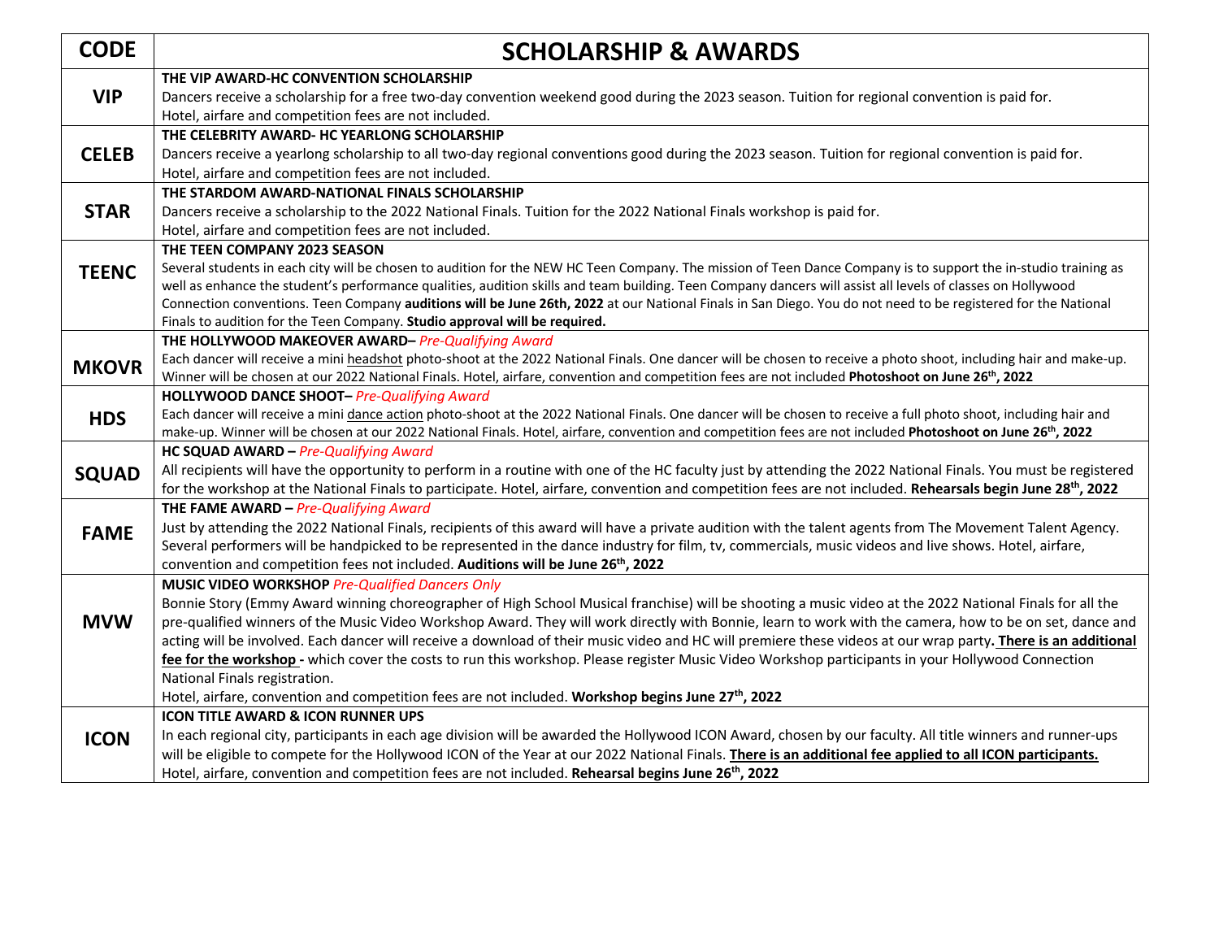| CODE | SCHOLARSHIP & AWARDS |
|---|---|
| **VIP** | **THE VIP AWARD-HC CONVENTION SCHOLARSHIP**<br>Dancers receive a scholarship for a free two-day convention weekend good during the 2023 season. Tuition for regional convention is paid for.<br>Hotel, airfare and competition fees are not included. |
| **CELEB** | **THE CELEBRITY AWARD- HC YEARLONG SCHOLARSHIP**<br>Dancers receive a yearlong scholarship to all two-day regional conventions good during the 2023 season. Tuition for regional convention is paid for.<br>Hotel, airfare and competition fees are not included. |
| **STAR** | **THE STARDOM AWARD-NATIONAL FINALS SCHOLARSHIP**<br>Dancers receive a scholarship to the 2022 National Finals. Tuition for the 2022 National Finals workshop is paid for.<br>Hotel, airfare and competition fees are not included. |
| **TEENC** | **THE TEEN COMPANY 2023 SEASON**<br>Several students in each city will be chosen to audition for the NEW HC Teen Company. The mission of Teen Dance Company is to support the in-studio training as well as enhance the student's performance qualities, audition skills and team building. Teen Company dancers will assist all levels of classes on Hollywood Connection conventions. Teen Company **auditions will be June 26th, 2022** at our National Finals in San Diego. You do not need to be registered for the National Finals to audition for the Teen Company. **Studio approval will be required.** |
| **MKOVR** | **THE HOLLYWOOD MAKEOVER AWARD–** *Pre-Qualifying Award*<br>Each dancer will receive a mini headshot photo-shoot at the 2022 National Finals. One dancer will be chosen to receive a photo shoot, including hair and make-up. Winner will be chosen at our 2022 National Finals. Hotel, airfare, convention and competition fees are not included **Photoshoot on June 26th, 2022** |
| **HDS** | **HOLLYWOOD DANCE SHOOT–** *Pre-Qualifying Award*<br>Each dancer will receive a mini dance action photo-shoot at the 2022 National Finals. One dancer will be chosen to receive a full photo shoot, including hair and make-up. Winner will be chosen at our 2022 National Finals. Hotel, airfare, convention and competition fees are not included **Photoshoot on June 26th, 2022** |
| **SQUAD** | **HC SQUAD AWARD –** *Pre-Qualifying Award*<br>All recipients will have the opportunity to perform in a routine with one of the HC faculty just by attending the 2022 National Finals. You must be registered for the workshop at the National Finals to participate. Hotel, airfare, convention and competition fees are not included. **Rehearsals begin June 28th, 2022** |
| **FAME** | **THE FAME AWARD –** *Pre-Qualifying Award*<br>Just by attending the 2022 National Finals, recipients of this award will have a private audition with the talent agents from The Movement Talent Agency. Several performers will be handpicked to be represented in the dance industry for film, tv, commercials, music videos and live shows. Hotel, airfare, convention and competition fees not included. **Auditions will be June 26th, 2022** |
| **MVW** | **MUSIC VIDEO WORKSHOP** *Pre-Qualified Dancers Only*<br>Bonnie Story (Emmy Award winning choreographer of High School Musical franchise) will be shooting a music video at the 2022 National Finals for all the pre-qualified winners of the Music Video Workshop Award. They will work directly with Bonnie, learn to work with the camera, how to be on set, dance and acting will be involved. Each dancer will receive a download of their music video and HC will premiere these videos at our wrap party**. There is an additional fee for the workshop -** which cover the costs to run this workshop. Please register Music Video Workshop participants in your Hollywood Connection National Finals registration.<br>Hotel, airfare, convention and competition fees are not included. **Workshop begins June 27th, 2022** |
| **ICON** | **ICON TITLE AWARD & ICON RUNNER UPS**<br>In each regional city, participants in each age division will be awarded the Hollywood ICON Award, chosen by our faculty. All title winners and runner-ups will be eligible to compete for the Hollywood ICON of the Year at our 2022 National Finals. **There is an additional fee applied to all ICON participants.**<br>Hotel, airfare, convention and competition fees are not included. **Rehearsal begins June 26th, 2022** |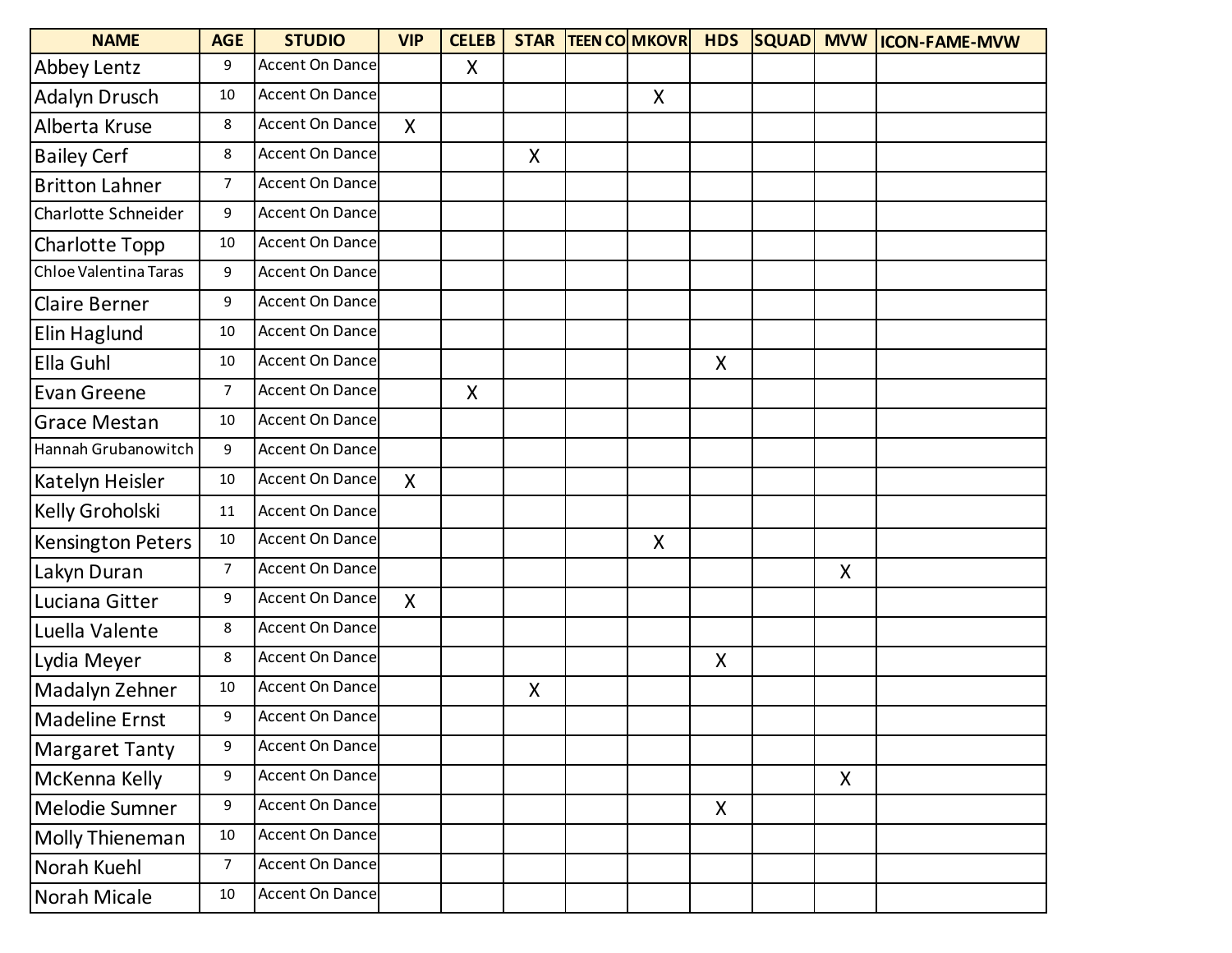| NAME | AGE | STUDIO | VIP | CELEB | STAR | TEEN CO | MKOVR | HDS | SQUAD | MVW | ICON-FAME-MVW |
|---|---|---|---|---|---|---|---|---|---|---|---|
| Abbey Lentz | 9 | Accent On Dance | | X | | | | | | | |
| Adalyn Drusch | 10 | Accent On Dance | | | | | X | | | | |
| Alberta Kruse | 8 | Accent On Dance | X | | | | | | | | |
| Bailey Cerf | 8 | Accent On Dance | | | X | | | | | | |
| Britton Lahner | 7 | Accent On Dance | | | | | | | | | |
| Charlotte Schneider | 9 | Accent On Dance | | | | | | | | | |
| Charlotte Topp | 10 | Accent On Dance | | | | | | | | | |
| Chloe Valentina Taras | 9 | Accent On Dance | | | | | | | | | |
| Claire Berner | 9 | Accent On Dance | | | | | | | | | |
| Elin Haglund | 10 | Accent On Dance | | | | | | | | | |
| Ella Guhl | 10 | Accent On Dance | | | | | | X | | | |
| Evan Greene | 7 | Accent On Dance | | X | | | | | | | |
| Grace Mestan | 10 | Accent On Dance | | | | | | | | | |
| Hannah Grubanowitch | 9 | Accent On Dance | | | | | | | | | |
| Katelyn Heisler | 10 | Accent On Dance | X | | | | | | | | |
| Kelly Groholski | 11 | Accent On Dance | | | | | | | | | |
| Kensington Peters | 10 | Accent On Dance | | | | | X | | | | |
| Lakyn Duran | 7 | Accent On Dance | | | | | | | | X | |
| Luciana Gitter | 9 | Accent On Dance | X | | | | | | | | |
| Luella Valente | 8 | Accent On Dance | | | | | | | | | |
| Lydia Meyer | 8 | Accent On Dance | | | | | | X | | | |
| Madalyn Zehner | 10 | Accent On Dance | | | X | | | | | | |
| Madeline Ernst | 9 | Accent On Dance | | | | | | | | | |
| Margaret Tanty | 9 | Accent On Dance | | | | | | | | | |
| McKenna Kelly | 9 | Accent On Dance | | | | | | | | X | |
| Melodie Sumner | 9 | Accent On Dance | | | | | | X | | | |
| Molly Thieneman | 10 | Accent On Dance | | | | | | | | | |
| Norah Kuehl | 7 | Accent On Dance | | | | | | | | | |
| Norah Micale | 10 | Accent On Dance | | | | | | | | | |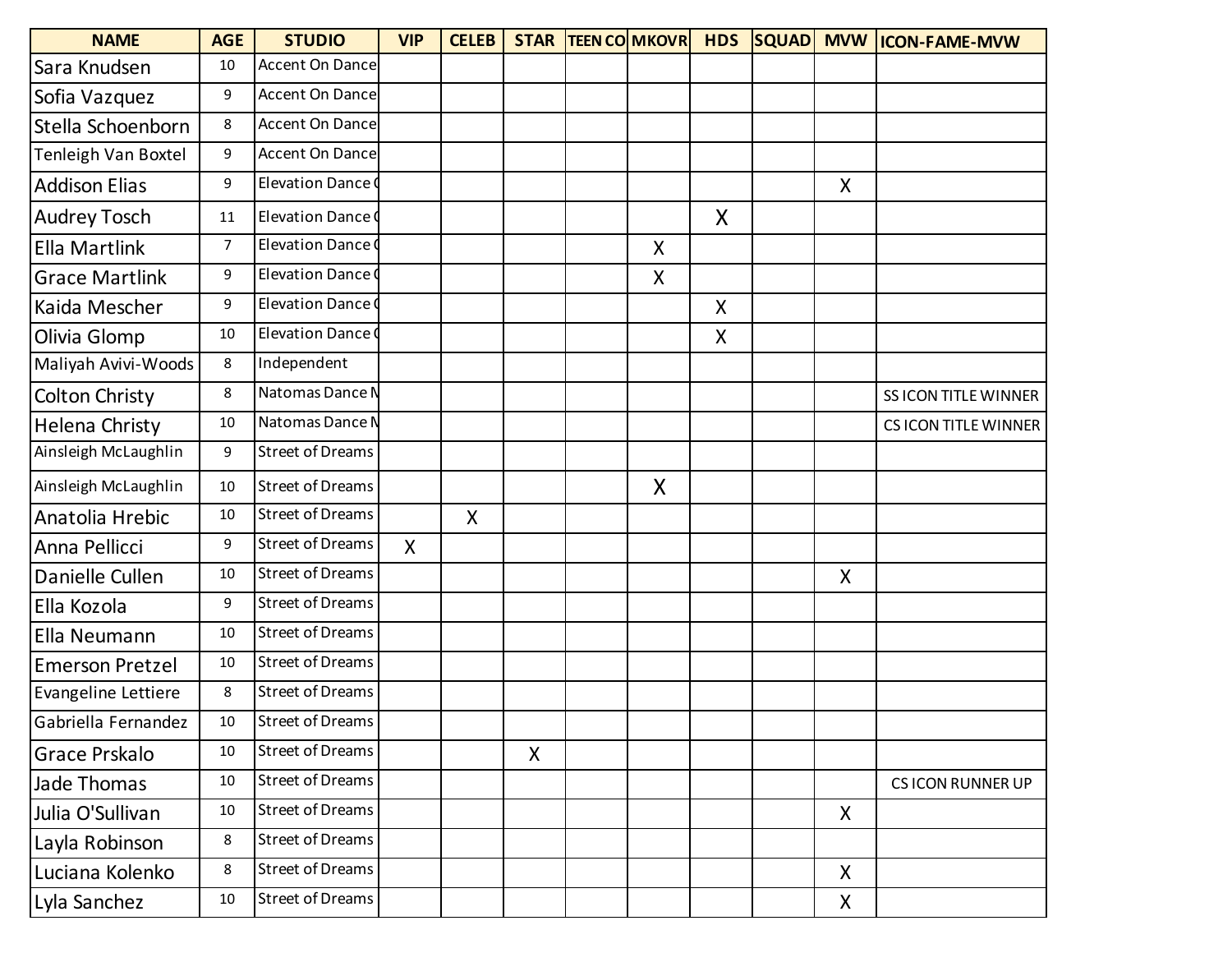| NAME | AGE | STUDIO | VIP | CELEB | STAR | TEEN CO | MKOVR | HDS | SQUAD | MVW | ICON-FAME-MVW |
|---|---|---|---|---|---|---|---|---|---|---|---|
| Sara Knudsen | 10 | Accent On Dance | | | | | | | | | |
| Sofia Vazquez | 9 | Accent On Dance | | | | | | | | | |
| Stella Schoenborn | 8 | Accent On Dance | | | | | | | | | |
| Tenleigh Van Boxtel | 9 | Accent On Dance | | | | | | | | | |
| Addison Elias | 9 | Elevation Dance ( | | | | | | | | X | |
| Audrey Tosch | 11 | Elevation Dance ( | | | | | | X | | | |
| Ella Martlink | 7 | Elevation Dance ( | | | | | X | | | | |
| Grace Martlink | 9 | Elevation Dance ( | | | | | X | | | | |
| Kaida Mescher | 9 | Elevation Dance ( | | | | | | X | | | |
| Olivia Glomp | 10 | Elevation Dance ( | | | | | | X | | | |
| Maliyah Avivi-Woods | 8 | Independent | | | | | | | | | |
| Colton Christy | 8 | Natomas Dance M | | | | | | | | | SS ICON TITLE WINNER |
| Helena Christy | 10 | Natomas Dance M | | | | | | | | | CS ICON TITLE WINNER |
| Ainsleigh McLaughlin | 9 | Street of Dreams | | | | | | | | | |
| Ainsleigh McLaughlin | 10 | Street of Dreams | | | | | X | | | | |
| Anatolia Hrebic | 10 | Street of Dreams | | X | | | | | | | |
| Anna Pellicci | 9 | Street of Dreams | X | | | | | | | | |
| Danielle Cullen | 10 | Street of Dreams | | | | | | | | X | |
| Ella Kozola | 9 | Street of Dreams | | | | | | | | | |
| Ella Neumann | 10 | Street of Dreams | | | | | | | | | |
| Emerson Pretzel | 10 | Street of Dreams | | | | | | | | | |
| Evangeline Lettiere | 8 | Street of Dreams | | | | | | | | | |
| Gabriella Fernandez | 10 | Street of Dreams | | | | | | | | | |
| Grace Prskalo | 10 | Street of Dreams | | | X | | | | | | |
| Jade Thomas | 10 | Street of Dreams | | | | | | | | | CS ICON RUNNER UP |
| Julia O'Sullivan | 10 | Street of Dreams | | | | | | | | X | |
| Layla Robinson | 8 | Street of Dreams | | | | | | | | | |
| Luciana Kolenko | 8 | Street of Dreams | | | | | | | | X | |
| Lyla Sanchez | 10 | Street of Dreams | | | | | | | | X | |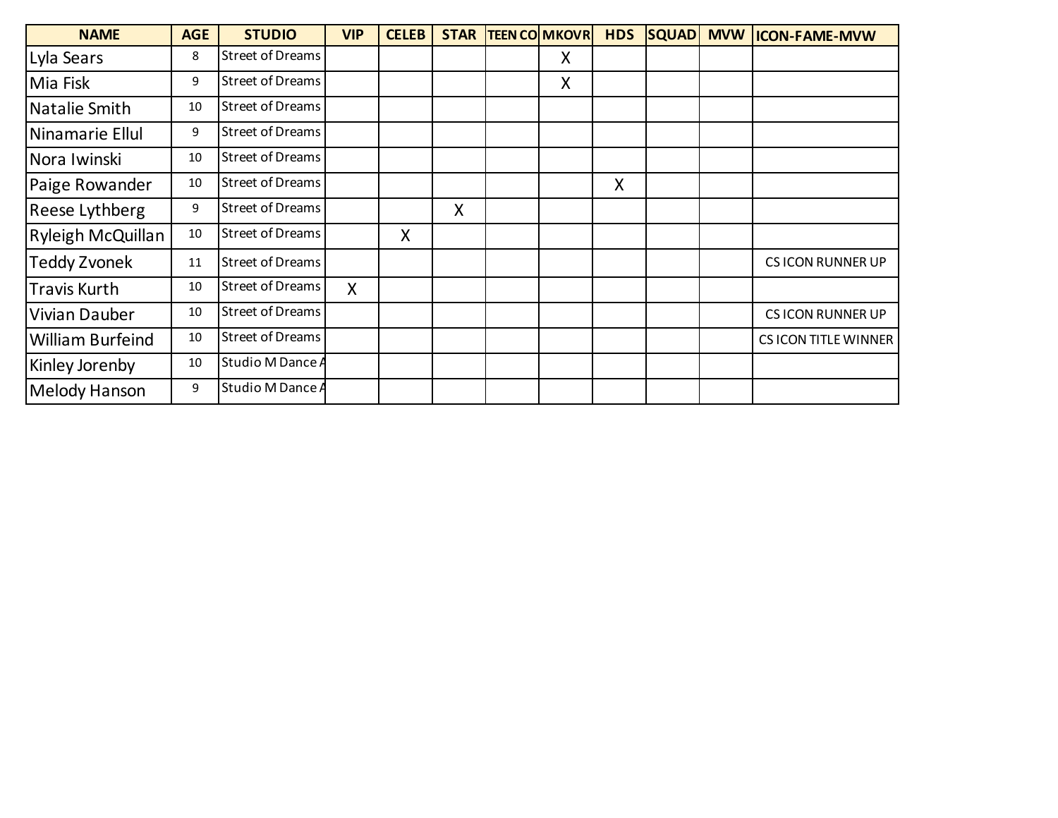| NAME | AGE | STUDIO | VIP | CELEB | STAR | TEEN CO | MKOVR | HDS | SQUAD | MVW | ICON-FAME-MVW |
|---|---|---|---|---|---|---|---|---|---|---|---|
| Lyla Sears | 8 | Street of Dreams | | | | | X | | | | |
| Mia Fisk | 9 | Street of Dreams | | | | | X | | | | |
| Natalie Smith | 10 | Street of Dreams | | | | | | | | | |
| Ninamarie Ellul | 9 | Street of Dreams | | | | | | | | | |
| Nora Iwinski | 10 | Street of Dreams | | | | | | | | | |
| Paige Rowander | 10 | Street of Dreams | | | | | | X | | | |
| Reese Lythberg | 9 | Street of Dreams | | | X | | | | | | |
| Ryleigh McQuillan | 10 | Street of Dreams | | X | | | | | | | |
| Teddy Zvonek | 11 | Street of Dreams | | | | | | | | | CS ICON RUNNER UP |
| Travis Kurth | 10 | Street of Dreams | X | | | | | | | | |
| Vivian Dauber | 10 | Street of Dreams | | | | | | | | | CS ICON RUNNER UP |
| William Burfeind | 10 | Street of Dreams | | | | | | | | | CS ICON TITLE WINNER |
| Kinley Jorenby | 10 | Studio M Dance A | | | | | | | | | |
| Melody Hanson | 9 | Studio M Dance A | | | | | | | | | |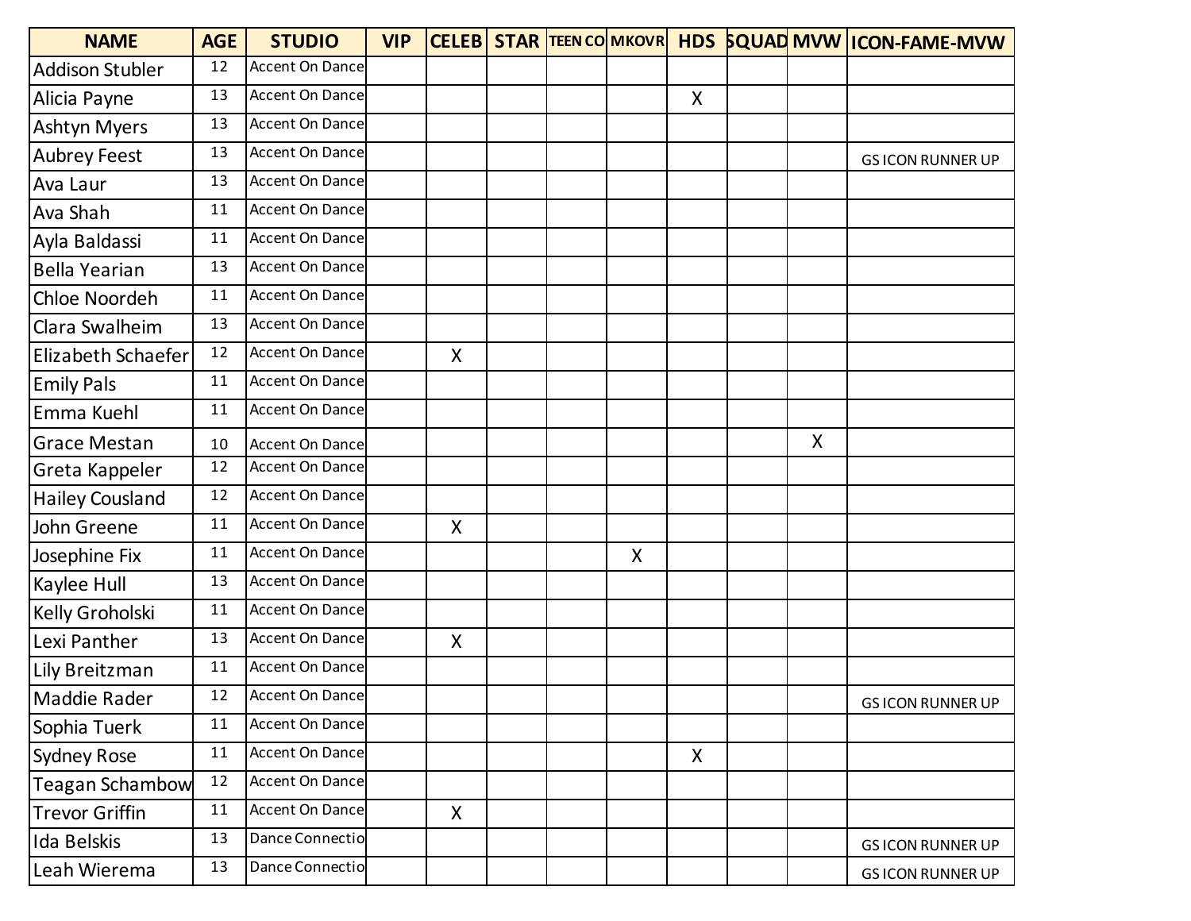| NAME | AGE | STUDIO | VIP | CELEB | STAR | TEEN CO | MKOVR | HDS | SQUAD | MVW | ICON-FAME-MVW |
|---|---|---|---|---|---|---|---|---|---|---|---|
| Addison Stubler | 12 | Accent On Dance | | | | | | | | | |
| Alicia Payne | 13 | Accent On Dance | | | | | | X | | | |
| Ashtyn Myers | 13 | Accent On Dance | | | | | | | | | |
| Aubrey Feest | 13 | Accent On Dance | | | | | | | | | GS ICON RUNNER UP |
| Ava Laur | 13 | Accent On Dance | | | | | | | | | |
| Ava Shah | 11 | Accent On Dance | | | | | | | | | |
| Ayla Baldassi | 11 | Accent On Dance | | | | | | | | | |
| Bella Yearian | 13 | Accent On Dance | | | | | | | | | |
| Chloe Noordeh | 11 | Accent On Dance | | | | | | | | | |
| Clara Swalheim | 13 | Accent On Dance | | | | | | | | | |
| Elizabeth Schaefer | 12 | Accent On Dance | | X | | | | | | | |
| Emily Pals | 11 | Accent On Dance | | | | | | | | | |
| Emma Kuehl | 11 | Accent On Dance | | | | | | | | | |
| Grace Mestan | 10 | Accent On Dance | | | | | | | | X | |
| Greta Kappeler | 12 | Accent On Dance | | | | | | | | | |
| Hailey Cousland | 12 | Accent On Dance | | | | | | | | | |
| John Greene | 11 | Accent On Dance | | X | | | | | | | |
| Josephine Fix | 11 | Accent On Dance | | | | | X | | | | |
| Kaylee Hull | 13 | Accent On Dance | | | | | | | | | |
| Kelly Groholski | 11 | Accent On Dance | | | | | | | | | |
| Lexi Panther | 13 | Accent On Dance | | X | | | | | | | |
| Lily Breitzman | 11 | Accent On Dance | | | | | | | | | |
| Maddie Rader | 12 | Accent On Dance | | | | | | | | | GS ICON RUNNER UP |
| Sophia Tuerk | 11 | Accent On Dance | | | | | | | | | |
| Sydney Rose | 11 | Accent On Dance | | | | | | X | | | |
| Teagan Schambow | 12 | Accent On Dance | | | | | | | | | |
| Trevor Griffin | 11 | Accent On Dance | | X | | | | | | | |
| Ida Belskis | 13 | Dance Connectio | | | | | | | | | GS ICON RUNNER UP |
| Leah Wierema | 13 | Dance Connectio | | | | | | | | | GS ICON RUNNER UP |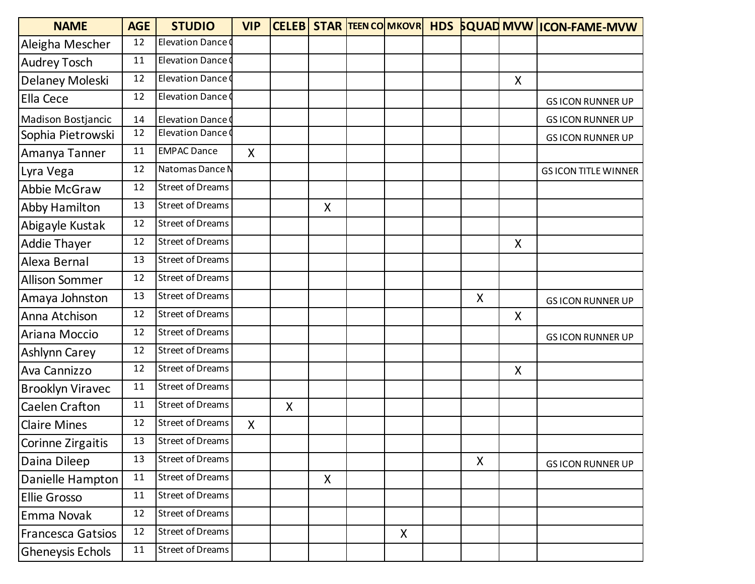| NAME | AGE | STUDIO | VIP | CELEB | STAR | TEEN CO | MKOVR | HDS | SQUAD | MVW | ICON-FAME-MVW |
|---|---|---|---|---|---|---|---|---|---|---|---|
| Aleigha Mescher | 12 | Elevation Dance C | | | | | | | | | |
| Audrey Tosch | 11 | Elevation Dance C | | | | | | | | | |
| Delaney Moleski | 12 | Elevation Dance C | | | | | | | | X | |
| Ella Cece | 12 | Elevation Dance C | | | | | | | | | GS ICON RUNNER UP |
| Madison Bostjancic | 14 | Elevation Dance C | | | | | | | | | GS ICON RUNNER UP |
| Sophia Pietrowski | 12 | Elevation Dance C | | | | | | | | | GS ICON RUNNER UP |
| Amanya Tanner | 11 | EMPAC Dance | X | | | | | | | | |
| Lyra Vega | 12 | Natomas Dance M | | | | | | | | | GS ICON TITLE WINNER |
| Abbie McGraw | 12 | Street of Dreams | | | | | | | | | |
| Abby Hamilton | 13 | Street of Dreams | | | X | | | | | | |
| Abigayle Kustak | 12 | Street of Dreams | | | | | | | | | |
| Addie Thayer | 12 | Street of Dreams | | | | | | | | X | |
| Alexa Bernal | 13 | Street of Dreams | | | | | | | | | |
| Allison Sommer | 12 | Street of Dreams | | | | | | | | | |
| Amaya Johnston | 13 | Street of Dreams | | | | | | | X | | GS ICON RUNNER UP |
| Anna Atchison | 12 | Street of Dreams | | | | | | | | X | |
| Ariana Moccio | 12 | Street of Dreams | | | | | | | | | GS ICON RUNNER UP |
| Ashlynn Carey | 12 | Street of Dreams | | | | | | | | | |
| Ava Cannizzo | 12 | Street of Dreams | | | | | | | | X | |
| Brooklyn Viravec | 11 | Street of Dreams | | | | | | | | | |
| Caelen Crafton | 11 | Street of Dreams | | X | | | | | | | |
| Claire Mines | 12 | Street of Dreams | X | | | | | | | | |
| Corinne Zirgaitis | 13 | Street of Dreams | | | | | | | | | |
| Daina Dileep | 13 | Street of Dreams | | | | | | | X | | GS ICON RUNNER UP |
| Danielle Hampton | 11 | Street of Dreams | | | X | | | | | | |
| Ellie Grosso | 11 | Street of Dreams | | | | | | | | | |
| Emma Novak | 12 | Street of Dreams | | | | | | | | | |
| Francesca Gatsios | 12 | Street of Dreams | | | | | X | | | | |
| Gheneysis Echols | 11 | Street of Dreams | | | | | | | | | |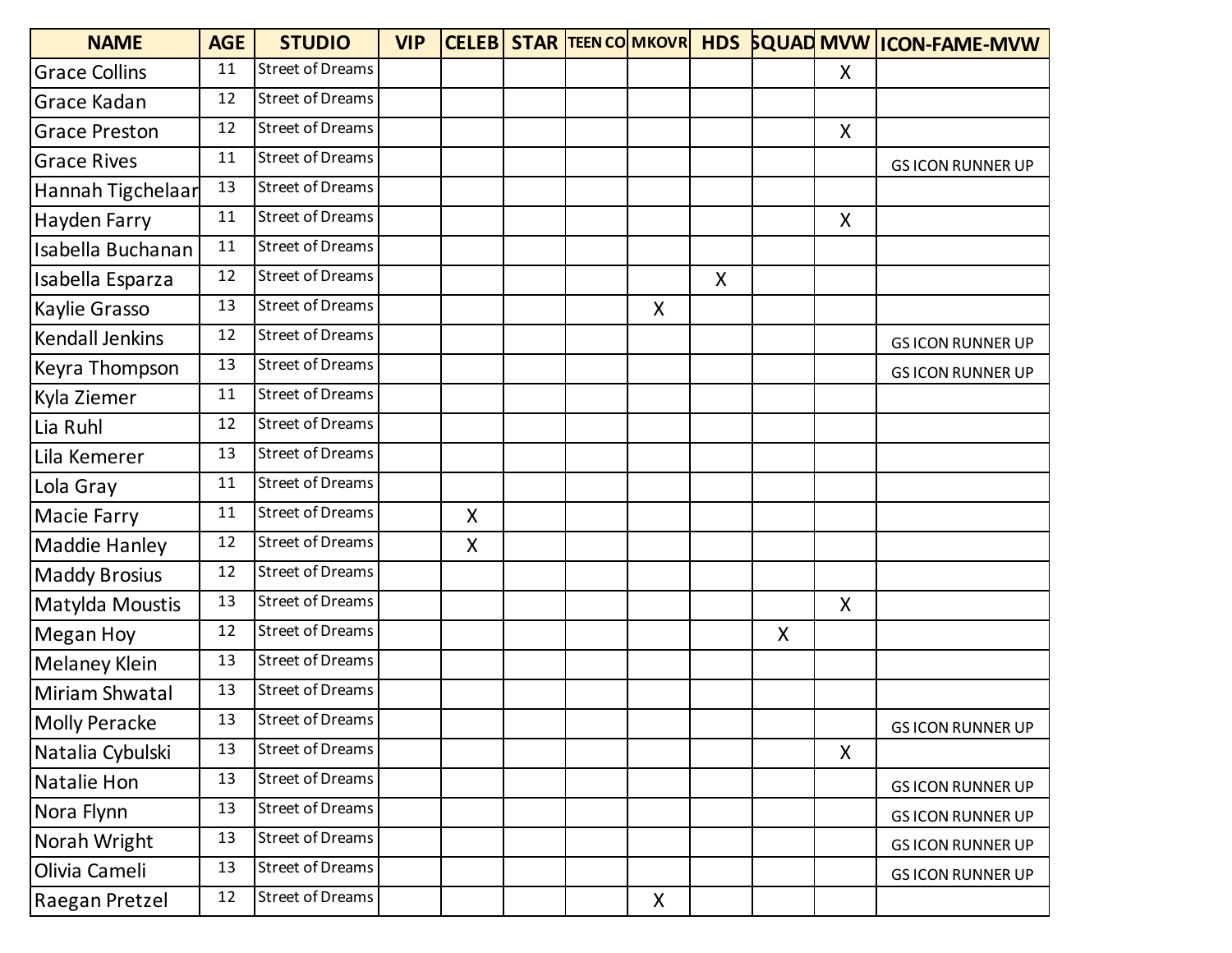| NAME | AGE | STUDIO | VIP | CELEB | STAR | TEEN CO | MKOVR | HDS | SQUAD | MVW | ICON-FAME-MVW |
|---|---|---|---|---|---|---|---|---|---|---|---|
| Grace Collins | 11 | Street of Dreams | | | | | | | | X | |
| Grace Kadan | 12 | Street of Dreams | | | | | | | | | |
| Grace Preston | 12 | Street of Dreams | | | | | | | | X | |
| Grace Rives | 11 | Street of Dreams | | | | | | | | | GS ICON RUNNER UP |
| Hannah Tigchelaar | 13 | Street of Dreams | | | | | | | | | |
| Hayden Farry | 11 | Street of Dreams | | | | | | | | X | |
| Isabella Buchanan | 11 | Street of Dreams | | | | | | | | | |
| Isabella Esparza | 12 | Street of Dreams | | | | | | X | | | |
| Kaylie Grasso | 13 | Street of Dreams | | | | | X | | | | |
| Kendall Jenkins | 12 | Street of Dreams | | | | | | | | | GS ICON RUNNER UP |
| Keyra Thompson | 13 | Street of Dreams | | | | | | | | | GS ICON RUNNER UP |
| Kyla Ziemer | 11 | Street of Dreams | | | | | | | | | |
| Lia Ruhl | 12 | Street of Dreams | | | | | | | | | |
| Lila Kemerer | 13 | Street of Dreams | | | | | | | | | |
| Lola Gray | 11 | Street of Dreams | | | | | | | | | |
| Macie Farry | 11 | Street of Dreams | | X | | | | | | | |
| Maddie Hanley | 12 | Street of Dreams | | X | | | | | | | |
| Maddy Brosius | 12 | Street of Dreams | | | | | | | | | |
| Matylda Moustis | 13 | Street of Dreams | | | | | | | | X | |
| Megan Hoy | 12 | Street of Dreams | | | | | | | X | | |
| Melaney Klein | 13 | Street of Dreams | | | | | | | | | |
| Miriam Shwatal | 13 | Street of Dreams | | | | | | | | | |
| Molly Peracke | 13 | Street of Dreams | | | | | | | | | GS ICON RUNNER UP |
| Natalia Cybulski | 13 | Street of Dreams | | | | | | | | X | |
| Natalie Hon | 13 | Street of Dreams | | | | | | | | | GS ICON RUNNER UP |
| Nora Flynn | 13 | Street of Dreams | | | | | | | | | GS ICON RUNNER UP |
| Norah Wright | 13 | Street of Dreams | | | | | | | | | GS ICON RUNNER UP |
| Olivia Cameli | 13 | Street of Dreams | | | | | | | | | GS ICON RUNNER UP |
| Raegan Pretzel | 12 | Street of Dreams | | | | | X | | | | |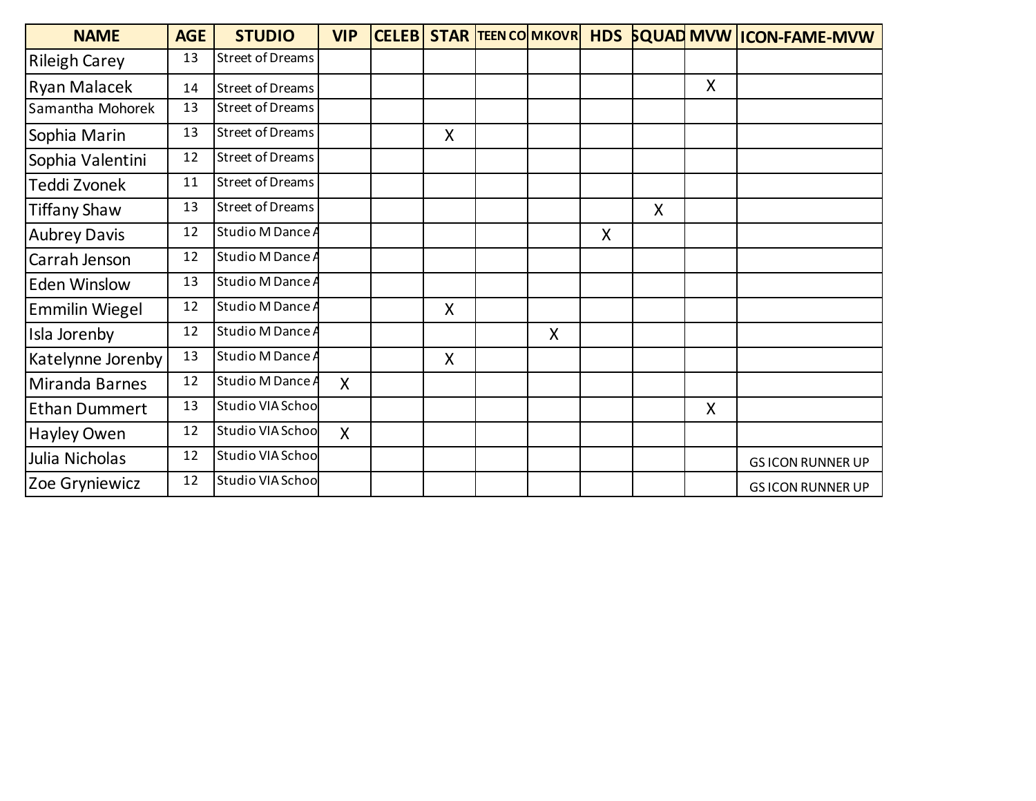| NAME | AGE | STUDIO | VIP | CELEB | STAR | TEEN CO | MKOVR | HDS | SQUAD | MVW | ICON-FAME-MVW |
|---|---|---|---|---|---|---|---|---|---|---|---|
| Rileigh Carey | 13 | Street of Dreams | | | | | | | | | |
| Ryan Malacek | 14 | Street of Dreams | | | | | | | | X | |
| Samantha Mohorek | 13 | Street of Dreams | | | | | | | | | |
| Sophia Marin | 13 | Street of Dreams | | | X | | | | | | |
| Sophia Valentini | 12 | Street of Dreams | | | | | | | | | |
| Teddi Zvonek | 11 | Street of Dreams | | | | | | | | | |
| Tiffany Shaw | 13 | Street of Dreams | | | | | | | X | | |
| Aubrey Davis | 12 | Studio M Dance A | | | | | | X | | | |
| Carrah Jenson | 12 | Studio M Dance A | | | | | | | | | |
| Eden Winslow | 13 | Studio M Dance A | | | | | | | | | |
| Emmilin Wiegel | 12 | Studio M Dance A | | | X | | | | | | |
| Isla Jorenby | 12 | Studio M Dance A | | | | | X | | | | |
| Katelynne Jorenby | 13 | Studio M Dance A | | | X | | | | | | |
| Miranda Barnes | 12 | Studio M Dance A | X | | | | | | | | |
| Ethan Dummert | 13 | Studio VIA Schoo | | | | | | | | X | |
| Hayley Owen | 12 | Studio VIA Schoo | X | | | | | | | | |
| Julia Nicholas | 12 | Studio VIA Schoo | | | | | | | | | GS ICON RUNNER UP |
| Zoe Gryniewicz | 12 | Studio VIA Schoo | | | | | | | | | GS ICON RUNNER UP |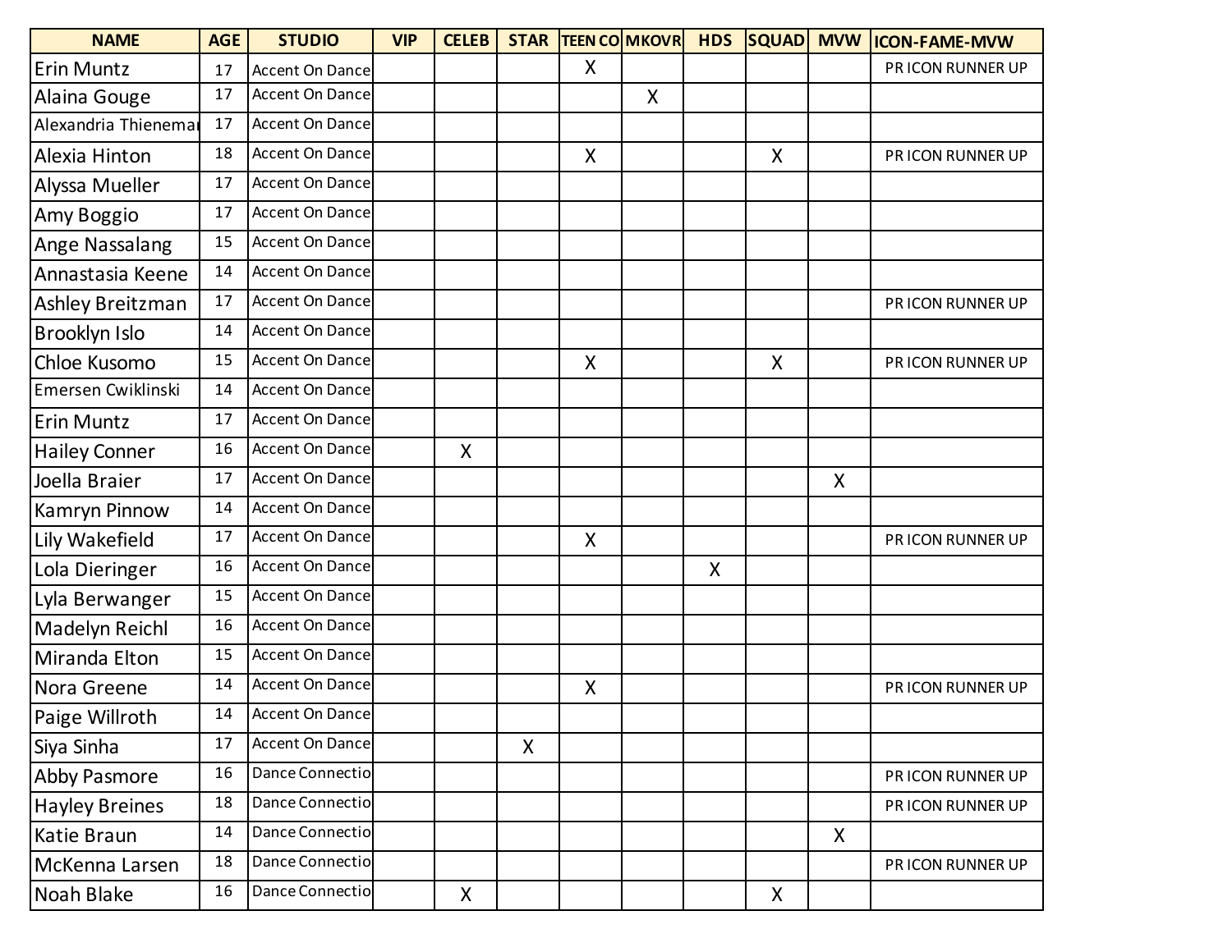| NAME | AGE | STUDIO | VIP | CELEB | STAR | TEEN CO | MKOVR | HDS | SQUAD | MVW | ICON-FAME-MVW |
|---|---|---|---|---|---|---|---|---|---|---|---|
| Erin Muntz | 17 | Accent On Dance | | | | X | | | | | PR ICON RUNNER UP |
| Alaina Gouge | 17 | Accent On Dance | | | | | X | | | | |
| Alexandria Thienemar | 17 | Accent On Dance | | | | | | | | | |
| Alexia Hinton | 18 | Accent On Dance | | | | X | | | X | | PR ICON RUNNER UP |
| Alyssa Mueller | 17 | Accent On Dance | | | | | | | | | |
| Amy Boggio | 17 | Accent On Dance | | | | | | | | | |
| Ange Nassalang | 15 | Accent On Dance | | | | | | | | | |
| Annastasia Keene | 14 | Accent On Dance | | | | | | | | | |
| Ashley Breitzman | 17 | Accent On Dance | | | | | | | | | PR ICON RUNNER UP |
| Brooklyn Islo | 14 | Accent On Dance | | | | | | | | | |
| Chloe Kusomo | 15 | Accent On Dance | | | | X | | | X | | PR ICON RUNNER UP |
| Emersen Cwiklinski | 14 | Accent On Dance | | | | | | | | | |
| Erin Muntz | 17 | Accent On Dance | | | | | | | | | |
| Hailey Conner | 16 | Accent On Dance | | X | | | | | | | |
| Joella Braier | 17 | Accent On Dance | | | | | | | | X | |
| Kamryn Pinnow | 14 | Accent On Dance | | | | | | | | | |
| Lily Wakefield | 17 | Accent On Dance | | | | X | | | | | PR ICON RUNNER UP |
| Lola Dieringer | 16 | Accent On Dance | | | | | | X | | | |
| Lyla Berwanger | 15 | Accent On Dance | | | | | | | | | |
| Madelyn Reichl | 16 | Accent On Dance | | | | | | | | | |
| Miranda Elton | 15 | Accent On Dance | | | | | | | | | |
| Nora Greene | 14 | Accent On Dance | | | | X | | | | | PR ICON RUNNER UP |
| Paige Willroth | 14 | Accent On Dance | | | | | | | | | |
| Siya Sinha | 17 | Accent On Dance | | | X | | | | | | |
| Abby Pasmore | 16 | Dance Connectio | | | | | | | | | PR ICON RUNNER UP |
| Hayley Breines | 18 | Dance Connectio | | | | | | | | | PR ICON RUNNER UP |
| Katie Braun | 14 | Dance Connectio | | | | | | | | X | |
| McKenna Larsen | 18 | Dance Connectio | | | | | | | | | PR ICON RUNNER UP |
| Noah Blake | 16 | Dance Connectio | | X | | | | | X | | |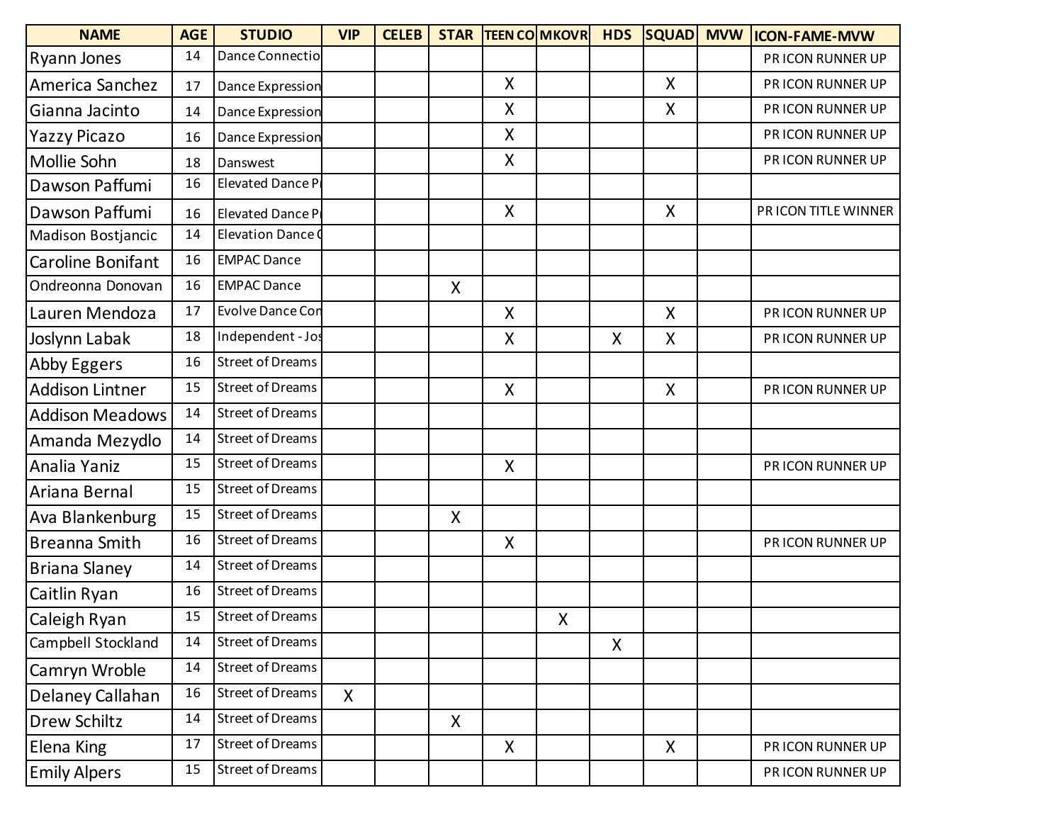| NAME | AGE | STUDIO | VIP | CELEB | STAR | TEEN CO | MKOVR | HDS | SQUAD | MVW | ICON-FAME-MVW |
|---|---|---|---|---|---|---|---|---|---|---|---|
| Ryann Jones | 14 | Dance Connectio | | | | | | | | | PR ICON RUNNER UP |
| America Sanchez | 17 | Dance Expression | | | | X | | | X | | PR ICON RUNNER UP |
| Gianna Jacinto | 14 | Dance Expression | | | | X | | | X | | PR ICON RUNNER UP |
| Yazzy Picazo | 16 | Dance Expression | | | | X | | | | | PR ICON RUNNER UP |
| Mollie Sohn | 18 | Danswest | | | | X | | | | | PR ICON RUNNER UP |
| Dawson Paffumi | 16 | Elevated Dance Pr | | | | | | | | | |
| Dawson Paffumi | 16 | Elevated Dance Pr | | | | X | | | X | | PR ICON TITLE WINNER |
| Madison Bostjancic | 14 | Elevation Dance C | | | | | | | | | |
| Caroline Bonifant | 16 | EMPAC Dance | | | | | | | | | |
| Ondreonna Donovan | 16 | EMPAC Dance | | | X | | | | | | |
| Lauren Mendoza | 17 | Evolve Dance Con | | | | X | | | X | | PR ICON RUNNER UP |
| Joslynn Labak | 18 | Independent - Jos | | | | X | | X | X | | PR ICON RUNNER UP |
| Abby Eggers | 16 | Street of Dreams | | | | | | | | | |
| Addison Lintner | 15 | Street of Dreams | | | | X | | | X | | PR ICON RUNNER UP |
| Addison Meadows | 14 | Street of Dreams | | | | | | | | | |
| Amanda Mezydlo | 14 | Street of Dreams | | | | | | | | | |
| Analia Yaniz | 15 | Street of Dreams | | | | X | | | | | PR ICON RUNNER UP |
| Ariana Bernal | 15 | Street of Dreams | | | | | | | | | |
| Ava Blankenburg | 15 | Street of Dreams | | | X | | | | | | |
| Breanna Smith | 16 | Street of Dreams | | | | X | | | | | PR ICON RUNNER UP |
| Briana Slaney | 14 | Street of Dreams | | | | | | | | | |
| Caitlin Ryan | 16 | Street of Dreams | | | | | | | | | |
| Caleigh Ryan | 15 | Street of Dreams | | | | | X | | | | |
| Campbell Stockland | 14 | Street of Dreams | | | | | | X | | | |
| Camryn Wroble | 14 | Street of Dreams | | | | | | | | | |
| Delaney Callahan | 16 | Street of Dreams | X | | | | | | | | |
| Drew Schiltz | 14 | Street of Dreams | | | X | | | | | | |
| Elena King | 17 | Street of Dreams | | | | X | | | X | | PR ICON RUNNER UP |
| Emily Alpers | 15 | Street of Dreams | | | | | | | | | PR ICON RUNNER UP |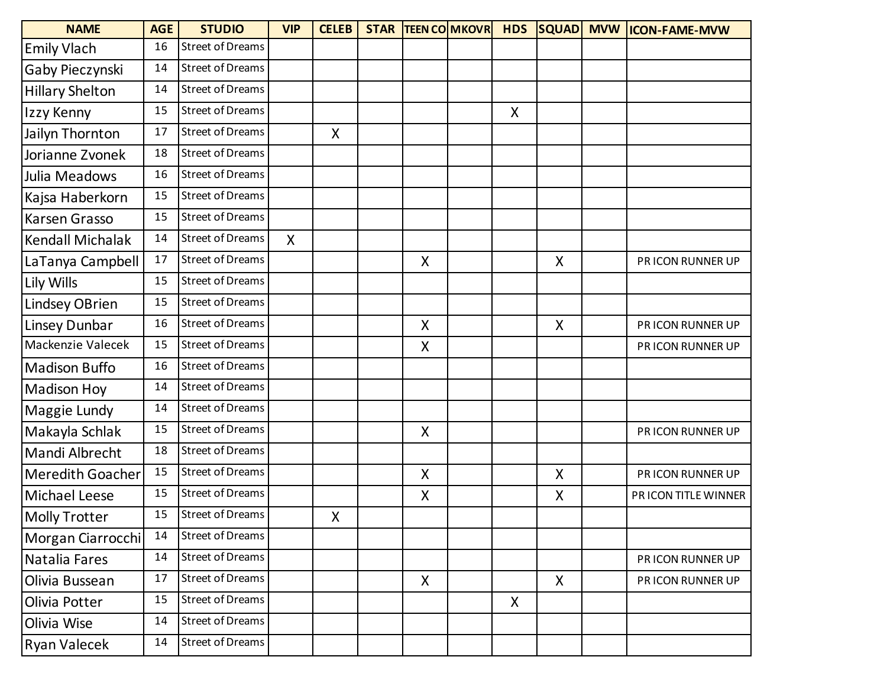| NAME | AGE | STUDIO | VIP | CELEB | STAR | TEEN CO | MKOVR | HDS | SQUAD | MVW | ICON-FAME-MVW |
|---|---|---|---|---|---|---|---|---|---|---|---|
| Emily Vlach | 16 | Street of Dreams | | | | | | | | | |
| Gaby Pieczynski | 14 | Street of Dreams | | | | | | | | | |
| Hillary Shelton | 14 | Street of Dreams | | | | | | | | | |
| Izzy Kenny | 15 | Street of Dreams | | | | | | X | | | |
| Jailyn Thornton | 17 | Street of Dreams | | X | | | | | | | |
| Jorianne Zvonek | 18 | Street of Dreams | | | | | | | | | |
| Julia Meadows | 16 | Street of Dreams | | | | | | | | | |
| Kajsa Haberkorn | 15 | Street of Dreams | | | | | | | | | |
| Karsen Grasso | 15 | Street of Dreams | | | | | | | | | |
| Kendall Michalak | 14 | Street of Dreams | X | | | | | | | | |
| LaTanya Campbell | 17 | Street of Dreams | | | | X | | | X | | PR ICON RUNNER UP |
| Lily Wills | 15 | Street of Dreams | | | | | | | | | |
| Lindsey OBrien | 15 | Street of Dreams | | | | | | | | | |
| Linsey Dunbar | 16 | Street of Dreams | | | | X | | | X | | PR ICON RUNNER UP |
| Mackenzie Valecek | 15 | Street of Dreams | | | | X | | | | | PR ICON RUNNER UP |
| Madison Buffo | 16 | Street of Dreams | | | | | | | | | |
| Madison Hoy | 14 | Street of Dreams | | | | | | | | | |
| Maggie Lundy | 14 | Street of Dreams | | | | | | | | | |
| Makayla Schlak | 15 | Street of Dreams | | | | X | | | | | PR ICON RUNNER UP |
| Mandi Albrecht | 18 | Street of Dreams | | | | | | | | | |
| Meredith Goacher | 15 | Street of Dreams | | | | X | | | X | | PR ICON RUNNER UP |
| Michael Leese | 15 | Street of Dreams | | | | X | | | X | | PR ICON TITLE WINNER |
| Molly Trotter | 15 | Street of Dreams | | X | | | | | | | |
| Morgan Ciarrocchi | 14 | Street of Dreams | | | | | | | | | |
| Natalia Fares | 14 | Street of Dreams | | | | | | | | | PR ICON RUNNER UP |
| Olivia Bussean | 17 | Street of Dreams | | | | X | | | X | | PR ICON RUNNER UP |
| Olivia Potter | 15 | Street of Dreams | | | | | | X | | | |
| Olivia Wise | 14 | Street of Dreams | | | | | | | | | |
| Ryan Valecek | 14 | Street of Dreams | | | | | | | | | |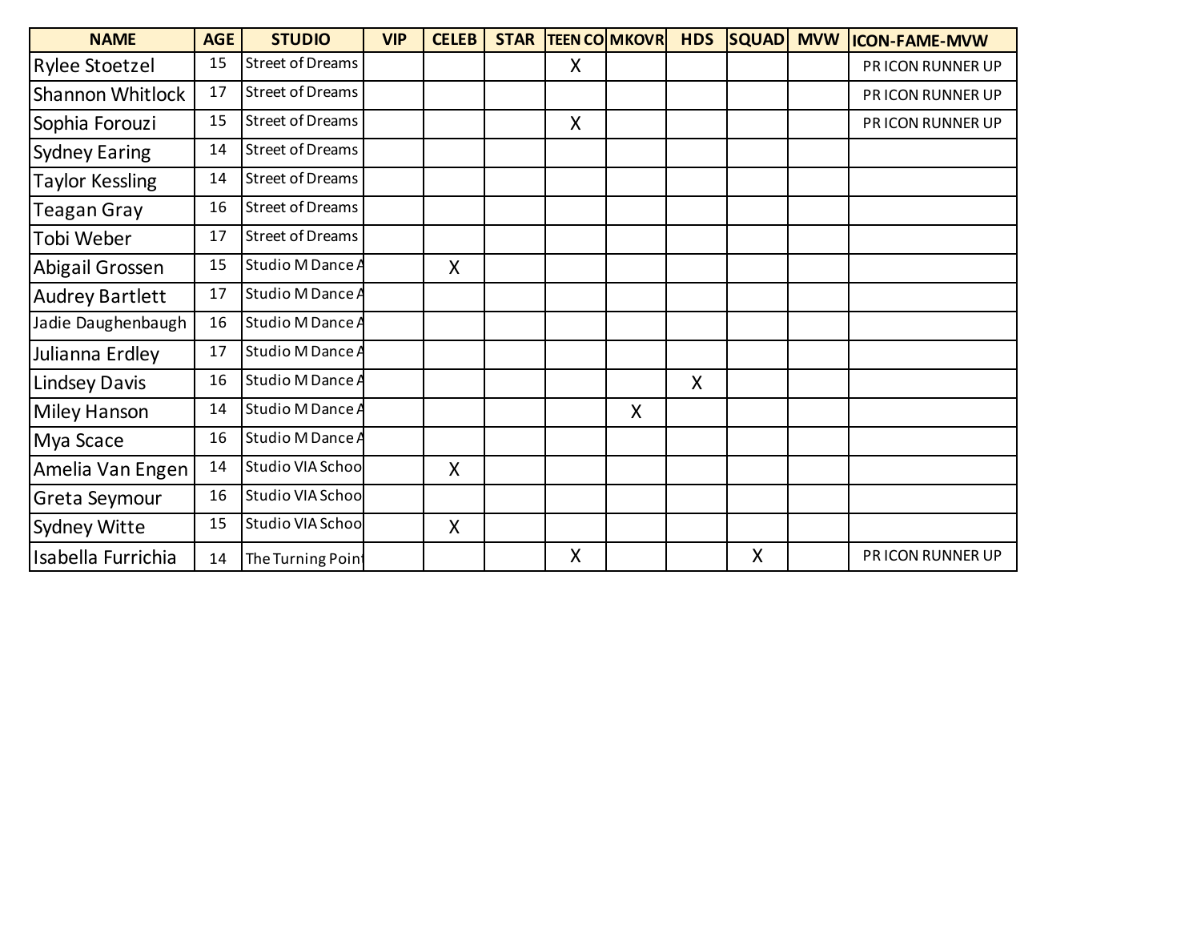| NAME | AGE | STUDIO | VIP | CELEB | STAR | TEEN CO | MKOVR | HDS | SQUAD | MVW | ICON-FAME-MVW |
|---|---|---|---|---|---|---|---|---|---|---|---|
| Rylee Stoetzel | 15 | Street of Dreams | | | | X | | | | | PR ICON RUNNER UP |
| Shannon Whitlock | 17 | Street of Dreams | | | | | | | | | PR ICON RUNNER UP |
| Sophia Forouzi | 15 | Street of Dreams | | | | X | | | | | PR ICON RUNNER UP |
| Sydney Earing | 14 | Street of Dreams | | | | | | | | | |
| Taylor Kessling | 14 | Street of Dreams | | | | | | | | | |
| Teagan Gray | 16 | Street of Dreams | | | | | | | | | |
| Tobi Weber | 17 | Street of Dreams | | | | | | | | | |
| Abigail Grossen | 15 | Studio M Dance A | | X | | | | | | | |
| Audrey Bartlett | 17 | Studio M Dance A | | | | | | | | | |
| Jadie Daughenbaugh | 16 | Studio M Dance A | | | | | | | | | |
| Julianna Erdley | 17 | Studio M Dance A | | | | | | | | | |
| Lindsey Davis | 16 | Studio M Dance A | | | | | | X | | | |
| Miley Hanson | 14 | Studio M Dance A | | | | | X | | | | |
| Mya Scace | 16 | Studio M Dance A | | | | | | | | | |
| Amelia Van Engen | 14 | Studio VIA Schoo | | X | | | | | | | |
| Greta Seymour | 16 | Studio VIA Schoo | | | | | | | | | |
| Sydney Witte | 15 | Studio VIA Schoo | | X | | | | | | | |
| Isabella Furrichia | 14 | The Turning Point | | | | X | | | X | | PR ICON RUNNER UP |